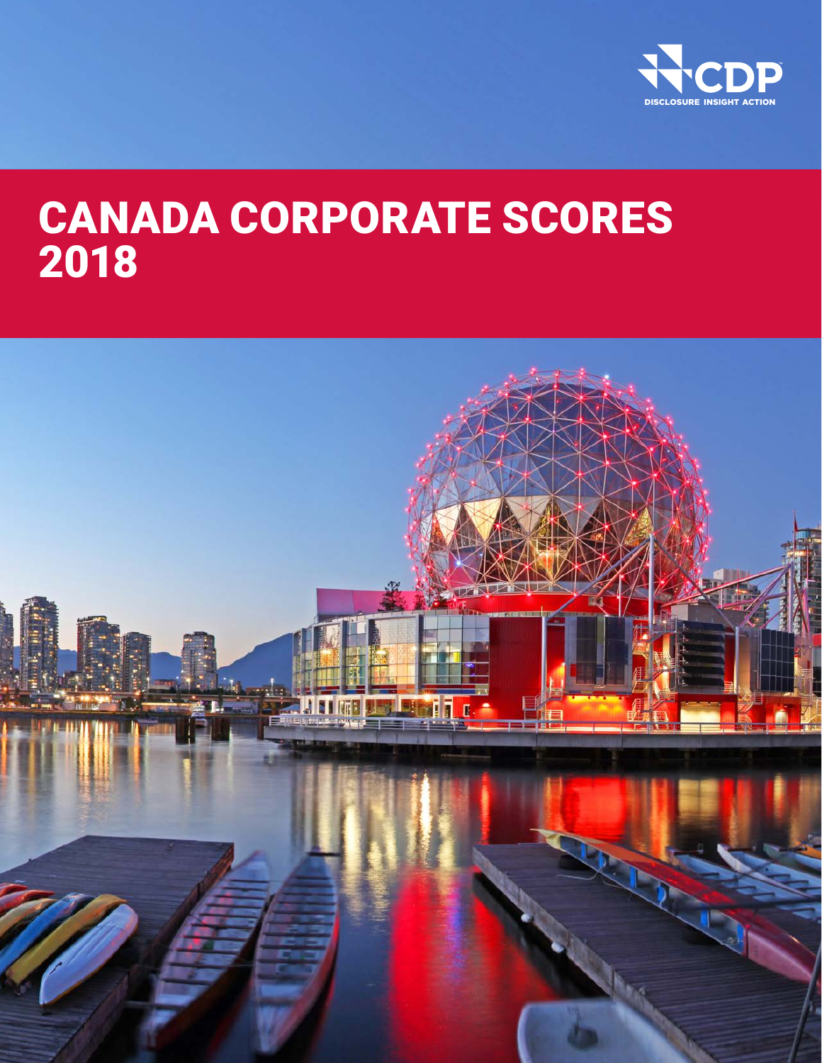CDP

DISCLOSURE INSIGHT ACTION

# CANADA CORPORATE SCORES 2018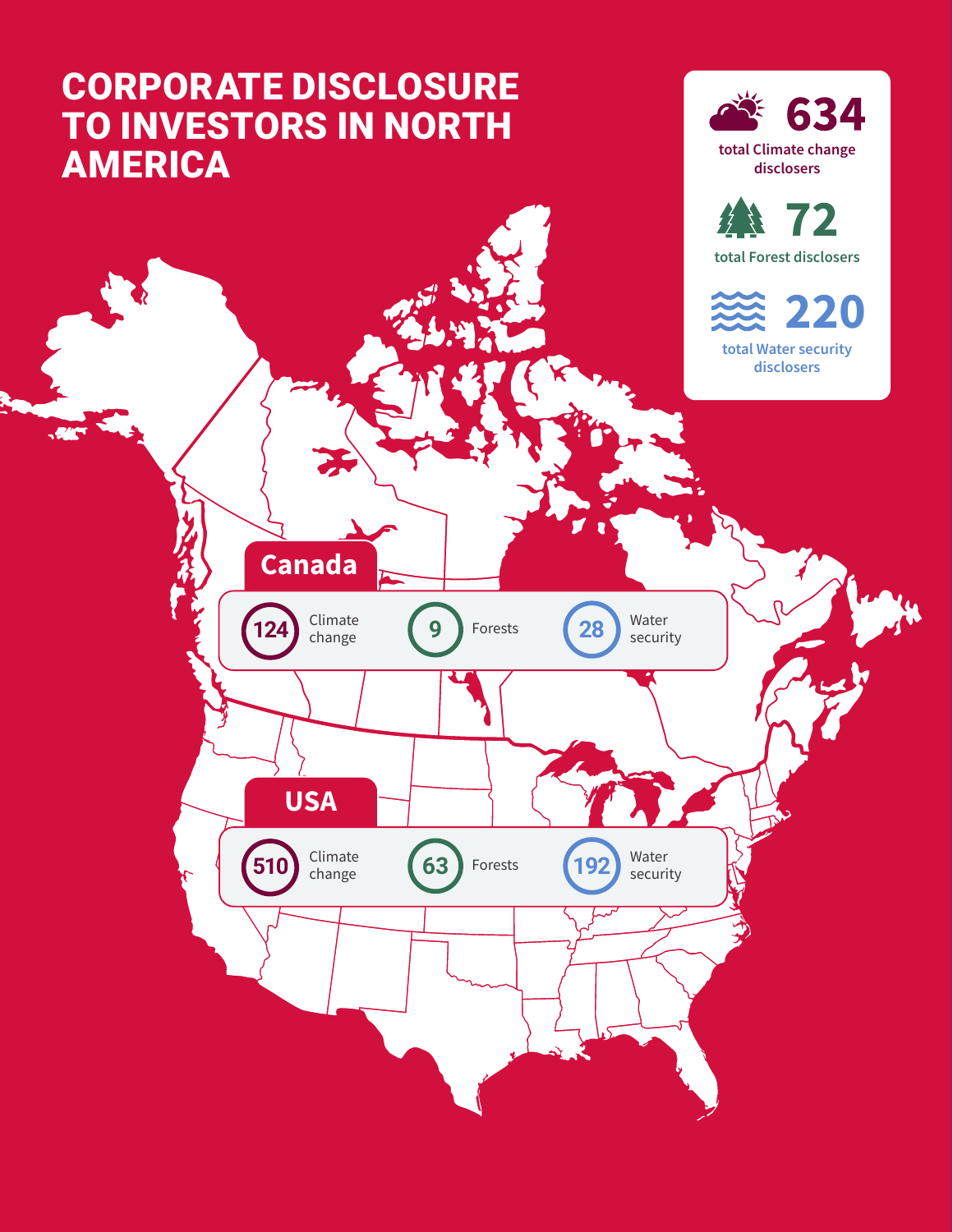# CORPORATE DISCLOSURE TO INVESTORS IN NORTH AMERICA

**634** total Climate change disclosers

**72** total Forest disclosers

**220** total Water security disclosers

## Canada

| Climate change | Forests | Water security |
|---|---|---|
| 124 | 9 | 28 |

## USA

| Climate change | Forests | Water security |
|---|---|---|
| 510 | 63 | 192 |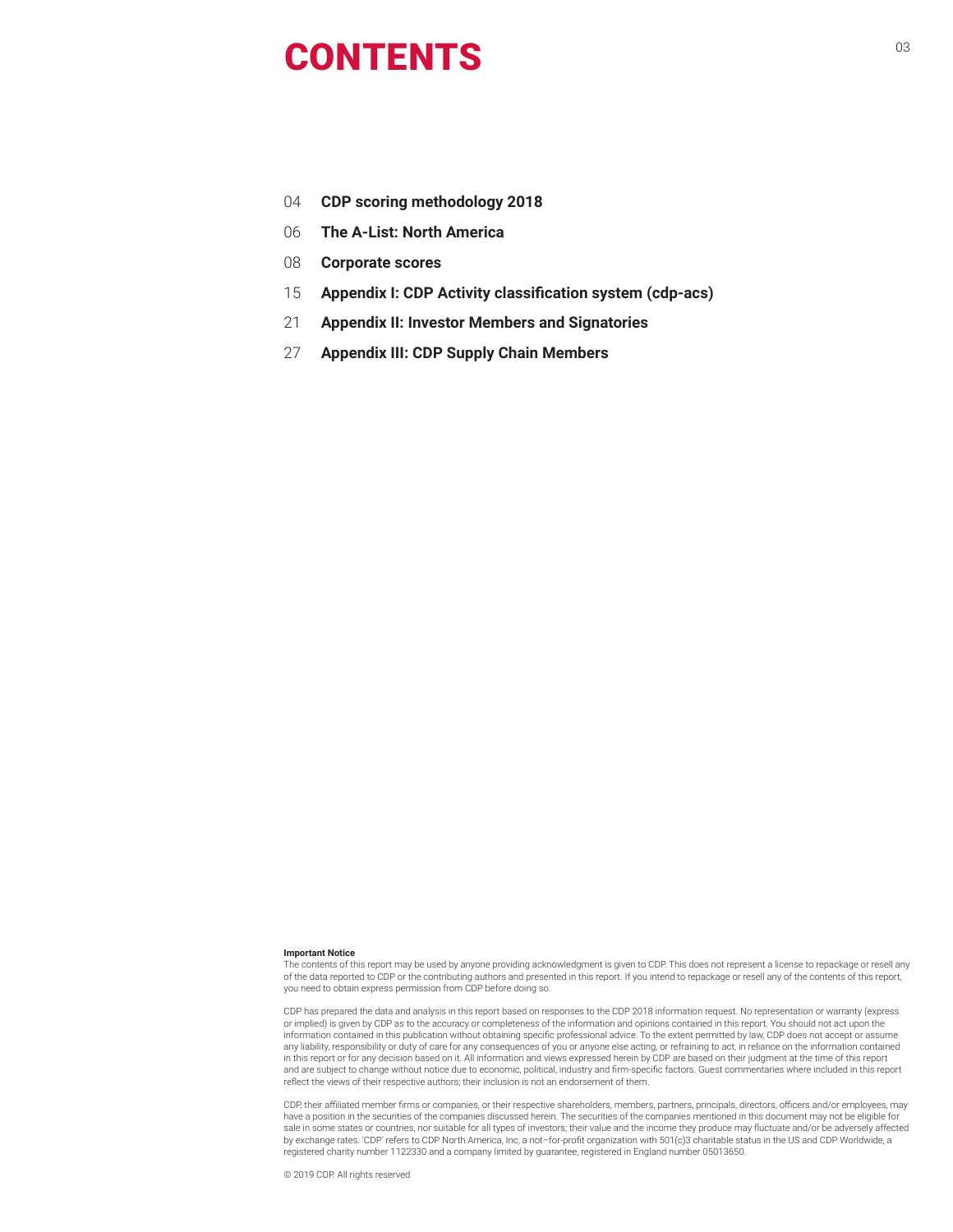# CONTENTS

04 **CDP scoring methodology 2018**

06 **The A-List: North America**

08 **Corporate scores**

15 **Appendix I: CDP Activity classification system (cdp-acs)**

21 **Appendix II: Investor Members and Signatories**

27 **Appendix III: CDP Supply Chain Members**

**Important Notice**
The contents of this report may be used by anyone providing acknowledgment is given to CDP. This does not represent a license to repackage or resell any of the data reported to CDP or the contributing authors and presented in this report. If you intend to repackage or resell any of the contents of this report, you need to obtain express permission from CDP before doing so.

CDP has prepared the data and analysis in this report based on responses to the CDP 2018 information request. No representation or warranty (express or implied) is given by CDP as to the accuracy or completeness of the information and opinions contained in this report. You should not act upon the information contained in this publication without obtaining specific professional advice. To the extent permitted by law, CDP does not accept or assume any liability, responsibility or duty of care for any consequences of you or anyone else acting, or refraining to act, in reliance on the information contained in this report or for any decision based on it. All information and views expressed herein by CDP are based on their judgment at the time of this report and are subject to change without notice due to economic, political, industry and firm-specific factors. Guest commentaries where included in this report reflect the views of their respective authors; their inclusion is not an endorsement of them.

CDP, their affiliated member firms or companies, or their respective shareholders, members, partners, principals, directors, officers and/or employees, may have a position in the securities of the companies discussed herein. The securities of the companies mentioned in this document may not be eligible for sale in some states or countries, nor suitable for all types of investors; their value and the income they produce may fluctuate and/or be adversely affected by exchange rates. 'CDP' refers to CDP North America, Inc, a not–for-profit organization with 501(c)3 charitable status in the US and CDP Worldwide, a registered charity number 1122330 and a company limited by guarantee, registered in England number 05013650.

© 2019 CDP. All rights reserved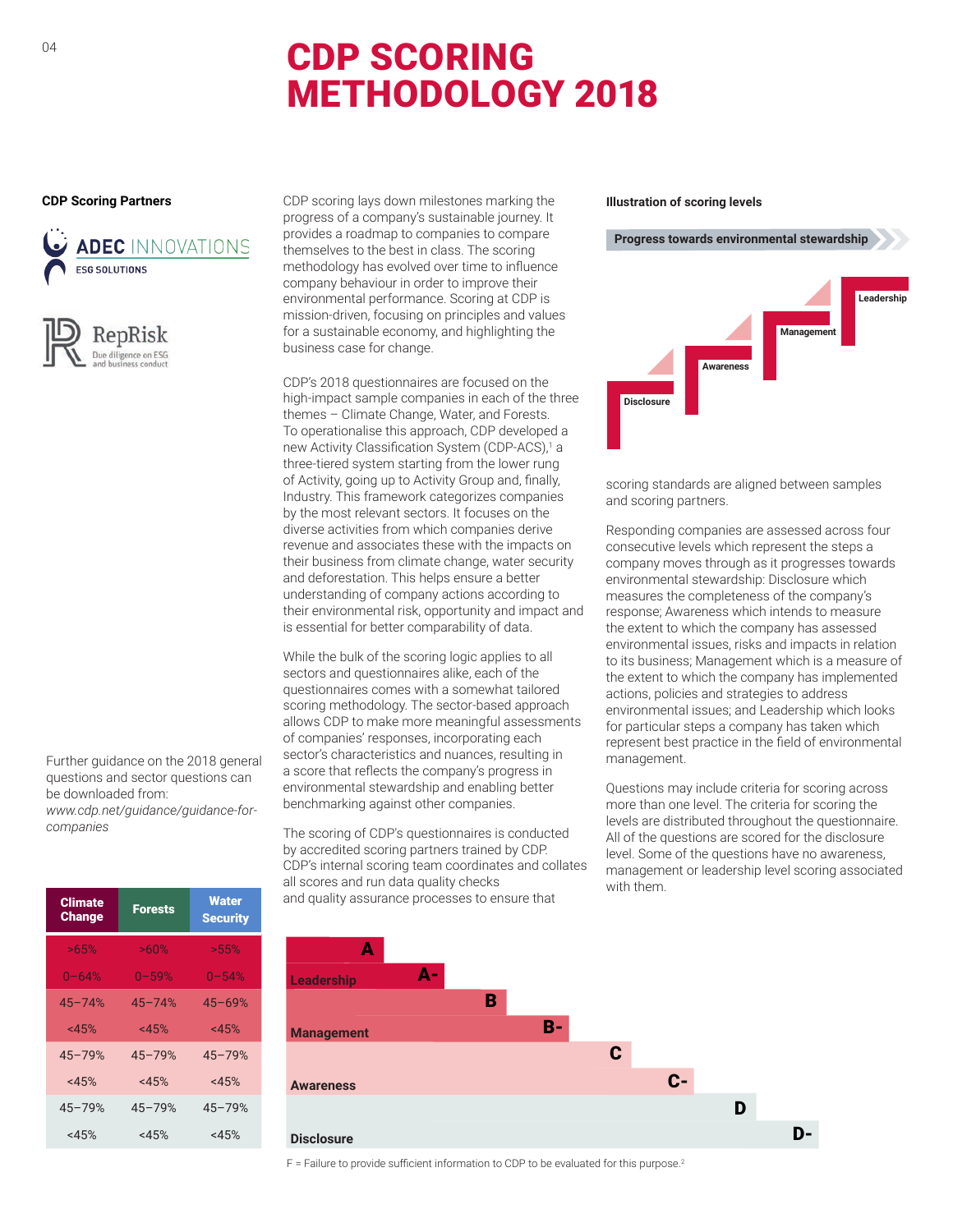// CDP SCORING METHODOLOGY 2018

# CDP SCORING METHODOLOGY 2018

**CDP Scoring Partners**

ADEC INNOVATIONS ESG SOLUTIONS

RepRisk Due diligence on ESG and business conduct

Further guidance on the 2018 general questions and sector questions can be downloaded from: *www.cdp.net/guidance/guidance-for-companies*

CDP scoring lays down milestones marking the progress of a company's sustainable journey. It provides a roadmap to companies to compare themselves to the best in class. The scoring methodology has evolved over time to influence company behaviour in order to improve their environmental performance. Scoring at CDP is mission-driven, focusing on principles and values for a sustainable economy, and highlighting the business case for change.

CDP's 2018 questionnaires are focused on the high-impact sample companies in each of the three themes – Climate Change, Water, and Forests. To operationalise this approach, CDP developed a new Activity Classification System (CDP-ACS),[1] a three-tiered system starting from the lower rung of Activity, going up to Activity Group and, finally, Industry. This framework categorizes companies by the most relevant sectors. It focuses on the diverse activities from which companies derive revenue and associates these with the impacts on their business from climate change, water security and deforestation. This helps ensure a better understanding of company actions according to their environmental risk, opportunity and impact and is essential for better comparability of data.

While the bulk of the scoring logic applies to all sectors and questionnaires alike, each of the questionnaires comes with a somewhat tailored scoring methodology. The sector-based approach allows CDP to make more meaningful assessments of companies' responses, incorporating each sector's characteristics and nuances, resulting in a score that reflects the company's progress in environmental stewardship and enabling better benchmarking against other companies.

The scoring of CDP's questionnaires is conducted by accredited scoring partners trained by CDP. CDP's internal scoring team coordinates and collates all scores and run data quality checks and quality assurance processes to ensure that scoring standards are aligned between samples and scoring partners.

**Illustration of scoring levels**

**Progress towards environmental stewardship**

Disclosure → Awareness → Management → Leadership

Responding companies are assessed across four consecutive levels which represent the steps a company moves through as it progresses towards environmental stewardship: Disclosure which measures the completeness of the company's response; Awareness which intends to measure the extent to which the company has assessed environmental issues, risks and impacts in relation to its business; Management which is a measure of the extent to which the company has implemented actions, policies and strategies to address environmental issues; and Leadership which looks for particular steps a company has taken which represent best practice in the field of environmental management.

Questions may include criteria for scoring across more than one level. The criteria for scoring the levels are distributed throughout the questionnaire. All of the questions are scored for the disclosure level. Some of the questions have no awareness, management or leadership scoring associated with them.

| Climate Change | Forests | Water Security | Level | Score |
|---|---|---|---|---|
| >65% | >60% | >55% | Leadership | A |
| 0–64% | 0–59% | 0–54% | Leadership | A- |
| 45–74% | 45–74% | 45–69% | Management | B |
| <45% | <45% | <45% | Management | B- |
| 45–79% | 45–79% | 45–79% | Awareness | C |
| <45% | <45% | <45% | Awareness | C- |
| 45–79% | 45–79% | 45–79% | Disclosure | D |
| <45% | <45% | <45% | Disclosure | D- |

F = Failure to provide sufficient information to CDP to be evaluated for this purpose.[2]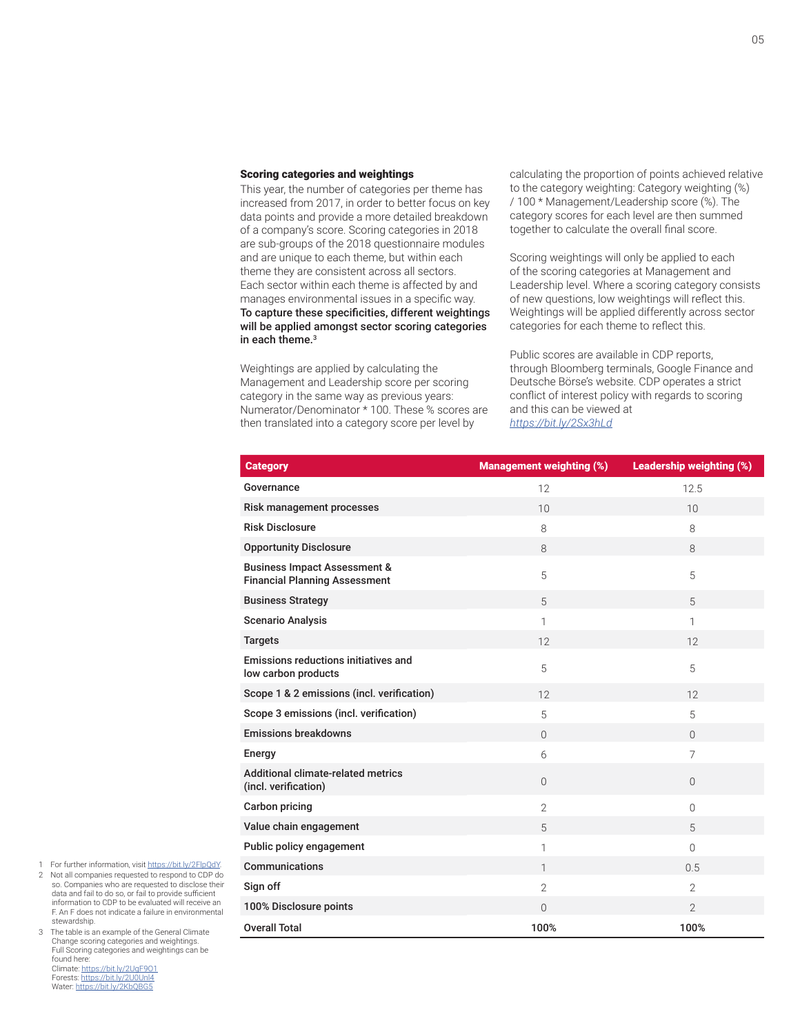### Scoring categories and weightings

This year, the number of categories per theme has increased from 2017, in order to better focus on key data points and provide a more detailed breakdown of a company's score. Scoring categories in 2018 are sub-groups of the 2018 questionnaire modules and are unique to each theme, but within each theme they are consistent across all sectors. Each sector within each theme is affected by and manages environmental issues in a specific way. **To capture these specificities, different weightings will be applied amongst sector scoring categories in each theme.**[3]

Weightings are applied by calculating the Management and Leadership score per scoring category in the same way as previous years: Numerator/Denominator * 100. These % scores are then translated into a category score per level by calculating the proportion of points achieved relative to the category weighting: Category weighting (%) / 100 * Management/Leadership score (%). The category scores for each level are then summed together to calculate the overall final score.

Scoring weightings will only be applied to each of the scoring categories at Management and Leadership level. Where a scoring category consists of new questions, low weightings will reflect this. Weightings will be applied differently across sector categories for each theme to reflect this.

Public scores are available in CDP reports, through Bloomberg terminals, Google Finance and Deutsche Börse's website. CDP operates a strict conflict of interest policy with regards to scoring and this can be viewed at *https://bit.ly/2Sx3hLd*

| Category | Management weighting (%) | Leadership weighting (%) |
|---|---|---|
| Governance | 12 | 12.5 |
| Risk management processes | 10 | 10 |
| Risk Disclosure | 8 | 8 |
| Opportunity Disclosure | 8 | 8 |
| Business Impact Assessment & Financial Planning Assessment | 5 | 5 |
| Business Strategy | 5 | 5 |
| Scenario Analysis | 1 | 1 |
| Targets | 12 | 12 |
| Emissions reductions initiatives and low carbon products | 5 | 5 |
| Scope 1 & 2 emissions (incl. verification) | 12 | 12 |
| Scope 3 emissions (incl. verification) | 5 | 5 |
| Emissions breakdowns | 0 | 0 |
| Energy | 6 | 7 |
| Additional climate-related metrics (incl. verification) | 0 | 0 |
| Carbon pricing | 2 | 0 |
| Value chain engagement | 5 | 5 |
| Public policy engagement | 1 | 0 |
| Communications | 1 | 0.5 |
| Sign off | 2 | 2 |
| 100% Disclosure points | 0 | 2 |
| **Overall Total** | **100%** | **100%** |

1 For further information, visit https://bit.ly/2FlpQdY.

2 Not all companies requested to respond to CDP do so. Companies who are requested to disclose their data and fail to do so, or fail to provide sufficient information to CDP to be evaluated will receive an F. An F does not indicate a failure in environmental stewardship.

3 The table is an example of the General Climate Change scoring categories and weightings. Full Scoring categories and weightings can be found here:
Climate: https://bit.ly/2UgF9O1
Forests: https://bit.ly/2U0Unl4
Water: https://bit.ly/2KbQBG5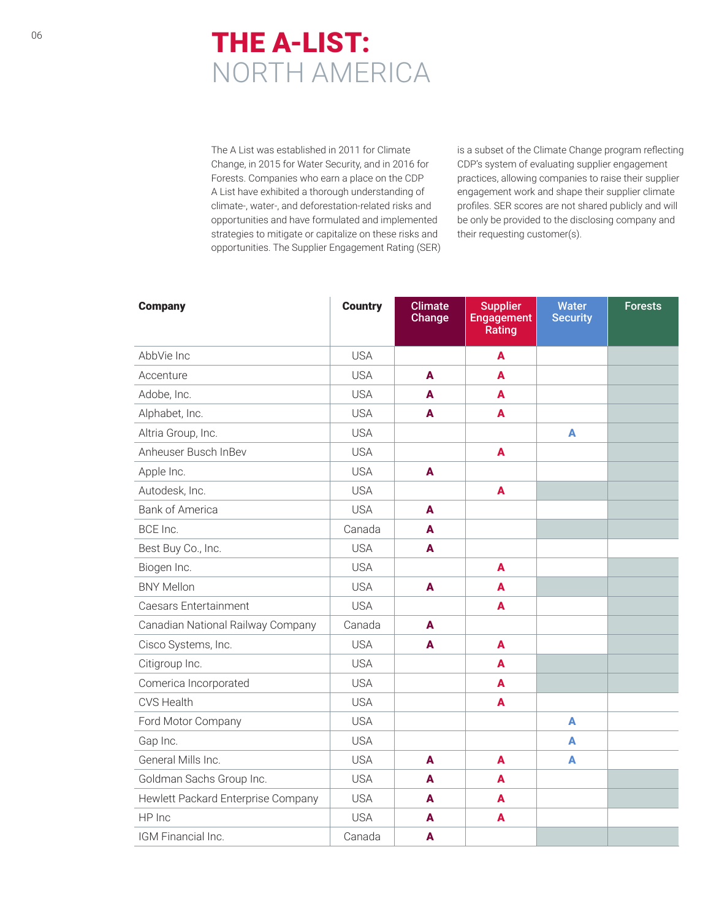# THE A-LIST: NORTH AMERICA

The A List was established in 2011 for Climate Change, in 2015 for Water Security, and in 2016 for Forests. Companies who earn a place on the CDP A List have exhibited a thorough understanding of climate-, water-, and deforestation-related risks and opportunities and have formulated and implemented strategies to mitigate or capitalize on these risks and opportunities. The Supplier Engagement Rating (SER) is a subset of the Climate Change program reflecting CDP's system of evaluating supplier engagement practices, allowing companies to raise their supplier engagement work and shape their supplier climate profiles. SER scores are not shared publicly and will be only be provided to the disclosing company and their requesting customer(s).

| Company | Country | Climate Change | Supplier Engagement Rating | Water Security | Forests |
|---|---|---|---|---|---|
| AbbVie Inc | USA | | A | | |
| Accenture | USA | A | A | | |
| Adobe, Inc. | USA | A | A | | |
| Alphabet, Inc. | USA | A | A | | |
| Altria Group, Inc. | USA | | | A | |
| Anheuser Busch InBev | USA | | A | | |
| Apple Inc. | USA | A | | | |
| Autodesk, Inc. | USA | | A | | |
| Bank of America | USA | A | | | |
| BCE Inc. | Canada | A | | | |
| Best Buy Co., Inc. | USA | A | | | |
| Biogen Inc. | USA | | A | | |
| BNY Mellon | USA | A | A | | |
| Caesars Entertainment | USA | | A | | |
| Canadian National Railway Company | Canada | A | | | |
| Cisco Systems, Inc. | USA | A | A | | |
| Citigroup Inc. | USA | | A | | |
| Comerica Incorporated | USA | | A | | |
| CVS Health | USA | | A | | |
| Ford Motor Company | USA | | | A | |
| Gap Inc. | USA | | | A | |
| General Mills Inc. | USA | A | A | A | |
| Goldman Sachs Group Inc. | USA | A | A | | |
| Hewlett Packard Enterprise Company | USA | A | A | | |
| HP Inc | USA | A | A | | |
| IGM Financial Inc. | Canada | A | | | |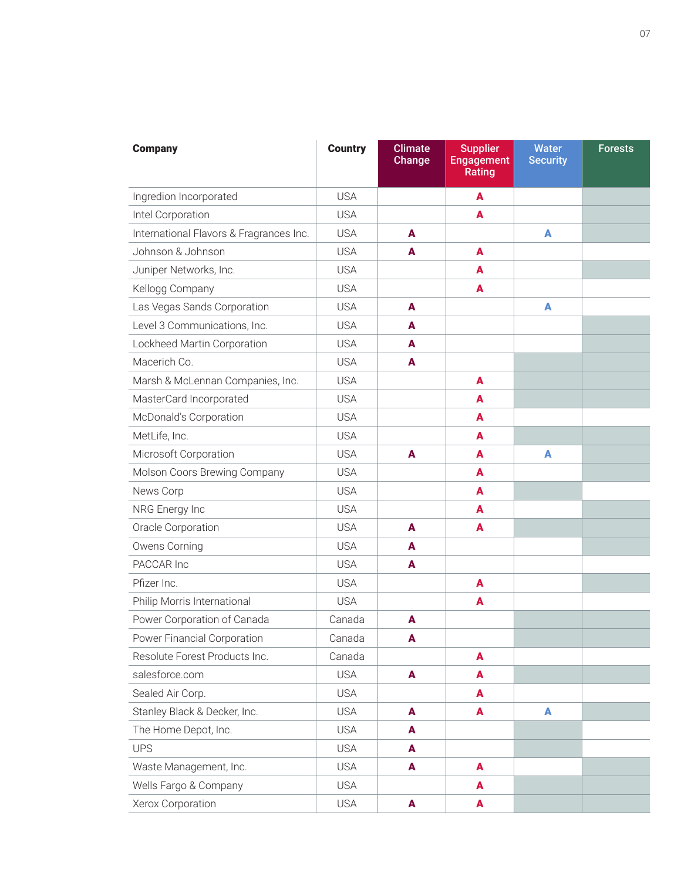| Company | Country | Climate Change | Supplier Engagement Rating | Water Security | Forests |
|---|---|---|---|---|---|
| Ingredion Incorporated | USA | | A | | |
| Intel Corporation | USA | | A | | |
| International Flavors & Fragrances Inc. | USA | A | | A | |
| Johnson & Johnson | USA | A | A | | |
| Juniper Networks, Inc. | USA | | A | | |
| Kellogg Company | USA | | A | | |
| Las Vegas Sands Corporation | USA | A | | A | |
| Level 3 Communications, Inc. | USA | A | | | |
| Lockheed Martin Corporation | USA | A | | | |
| Macerich Co. | USA | A | | | |
| Marsh & McLennan Companies, Inc. | USA | | A | | |
| MasterCard Incorporated | USA | | A | | |
| McDonald's Corporation | USA | | A | | |
| MetLife, Inc. | USA | | A | | |
| Microsoft Corporation | USA | A | A | A | |
| Molson Coors Brewing Company | USA | | A | | |
| News Corp | USA | | A | | |
| NRG Energy Inc | USA | | A | | |
| Oracle Corporation | USA | A | A | | |
| Owens Corning | USA | A | | | |
| PACCAR Inc | USA | A | | | |
| Pfizer Inc. | USA | | A | | |
| Philip Morris International | USA | | A | | |
| Power Corporation of Canada | Canada | A | | | |
| Power Financial Corporation | Canada | A | | | |
| Resolute Forest Products Inc. | Canada | | A | | |
| salesforce.com | USA | A | A | | |
| Sealed Air Corp. | USA | | A | | |
| Stanley Black & Decker, Inc. | USA | A | A | A | |
| The Home Depot, Inc. | USA | A | | | |
| UPS | USA | A | | | |
| Waste Management, Inc. | USA | A | A | | |
| Wells Fargo & Company | USA | | A | | |
| Xerox Corporation | USA | A | A | | |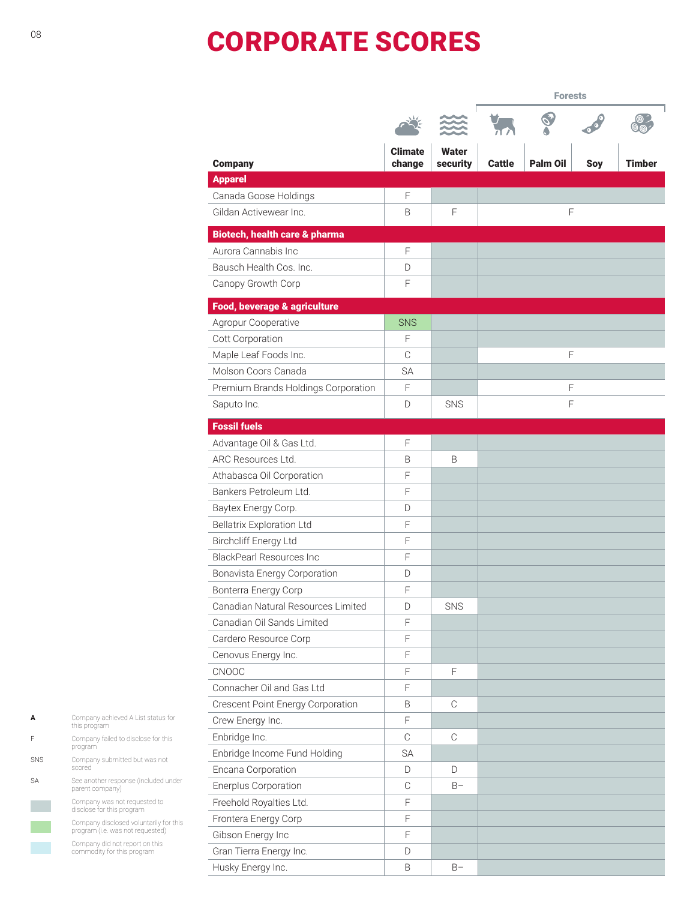# CORPORATE SCORES

| Company | Climate change | Water security | Forests: Cattle | Forests: Palm Oil | Forests: Soy | Forests: Timber |
|---|---|---|---|---|---|---|
| **Apparel** | | | | | | |
| Canada Goose Holdings | F | | | | | |
| Gildan Activewear Inc. | B | F | F | | | |
| **Biotech, health care & pharma** | | | | | | |
| Aurora Cannabis Inc | F | | | | | |
| Bausch Health Cos. Inc. | D | | | | | |
| Canopy Growth Corp | F | | | | | |
| **Food, beverage & agriculture** | | | | | | |
| Agropur Cooperative | SNS | | | | | |
| Cott Corporation | F | | | | | |
| Maple Leaf Foods Inc. | C | | F | | | |
| Molson Coors Canada | SA | | | | | |
| Premium Brands Holdings Corporation | F | | F | | | |
| Saputo Inc. | D | SNS | F | | | |
| **Fossil fuels** | | | | | | |
| Advantage Oil & Gas Ltd. | F | | | | | |
| ARC Resources Ltd. | B | B | | | | |
| Athabasca Oil Corporation | F | | | | | |
| Bankers Petroleum Ltd. | F | | | | | |
| Baytex Energy Corp. | D | | | | | |
| Bellatrix Exploration Ltd | F | | | | | |
| Birchcliff Energy Ltd | F | | | | | |
| BlackPearl Resources Inc | F | | | | | |
| Bonavista Energy Corporation | D | | | | | |
| Bonterra Energy Corp | F | | | | | |
| Canadian Natural Resources Limited | D | SNS | | | | |
| Canadian Oil Sands Limited | F | | | | | |
| Cardero Resource Corp | F | | | | | |
| Cenovus Energy Inc. | F | | | | | |
| CNOOC | F | F | | | | |
| Connacher Oil and Gas Ltd | F | | | | | |
| Crescent Point Energy Corporation | B | C | | | | |
| Crew Energy Inc. | F | | | | | |
| Enbridge Inc. | C | C | | | | |
| Enbridge Income Fund Holding | SA | | | | | |
| Encana Corporation | D | D | | | | |
| Enerplus Corporation | C | B– | | | | |
| Freehold Royalties Ltd. | F | | | | | |
| Frontera Energy Corp | F | | | | | |
| Gibson Energy Inc | F | | | | | |
| Gran Tierra Energy Inc. | D | | | | | |
| Husky Energy Inc. | B | B– | | | | |

Note: Forests scores of F span the Cattle, Palm Oil, Soy and Timber columns.

**A** – Company achieved A List status for this program

**F** – Company failed to disclose for this program

**SNS** – Company submitted but was not scored

**SA** – See another response (included under parent company)

(Grey) – Company was not requested to disclose for this program

(Green) – Company disclosed voluntarily for this program (i.e. was not requested)

(Light blue) – Company did not report on this commodity for this program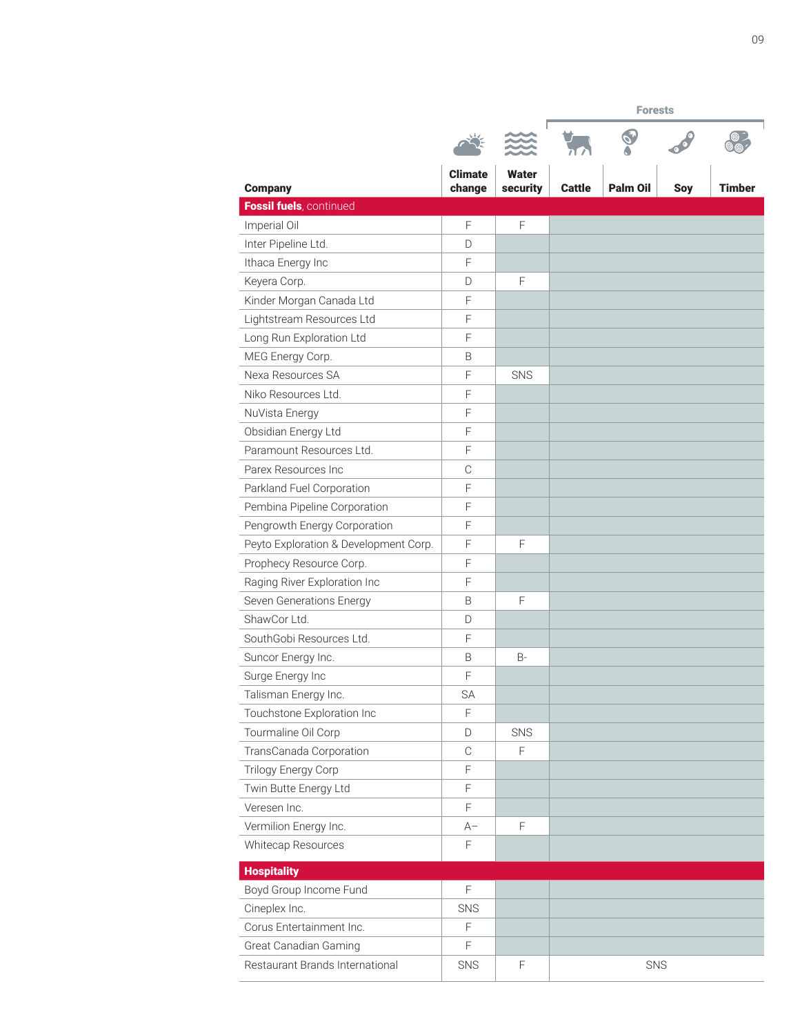| Company | Climate change | Water security | Forests: Cattle | Forests: Palm Oil | Forests: Soy | Forests: Timber |
|---|---|---|---|---|---|---|
| **Fossil fuels**, continued | | | | | | |
| Imperial Oil | F | F | | | | |
| Inter Pipeline Ltd. | D | | | | | |
| Ithaca Energy Inc | F | | | | | |
| Keyera Corp. | D | F | | | | |
| Kinder Morgan Canada Ltd | F | | | | | |
| Lightstream Resources Ltd | F | | | | | |
| Long Run Exploration Ltd | F | | | | | |
| MEG Energy Corp. | B | | | | | |
| Nexa Resources SA | F | SNS | | | | |
| Niko Resources Ltd. | F | | | | | |
| NuVista Energy | F | | | | | |
| Obsidian Energy Ltd | F | | | | | |
| Paramount Resources Ltd. | F | | | | | |
| Parex Resources Inc | C | | | | | |
| Parkland Fuel Corporation | F | | | | | |
| Pembina Pipeline Corporation | F | | | | | |
| Pengrowth Energy Corporation | F | | | | | |
| Peyto Exploration & Development Corp. | F | F | | | | |
| Prophecy Resource Corp. | F | | | | | |
| Raging River Exploration Inc | F | | | | | |
| Seven Generations Energy | B | F | | | | |
| ShawCor Ltd. | D | | | | | |
| SouthGobi Resources Ltd. | F | | | | | |
| Suncor Energy Inc. | B | B- | | | | |
| Surge Energy Inc | F | | | | | |
| Talisman Energy Inc. | SA | | | | | |
| Touchstone Exploration Inc | F | | | | | |
| Tourmaline Oil Corp | D | SNS | | | | |
| TransCanada Corporation | C | F | | | | |
| Trilogy Energy Corp | F | | | | | |
| Twin Butte Energy Ltd | F | | | | | |
| Veresen Inc. | F | | | | | |
| Vermilion Energy Inc. | A– | F | | | | |
| Whitecap Resources | F | | | | | |
| **Hospitality** | | | | | | |
| Boyd Group Income Fund | F | | | | | |
| Cineplex Inc. | SNS | | | | | |
| Corus Entertainment Inc. | F | | | | | |
| Great Canadian Gaming | F | | | | | |
| Restaurant Brands International | SNS | F | SNS | SNS | SNS | SNS |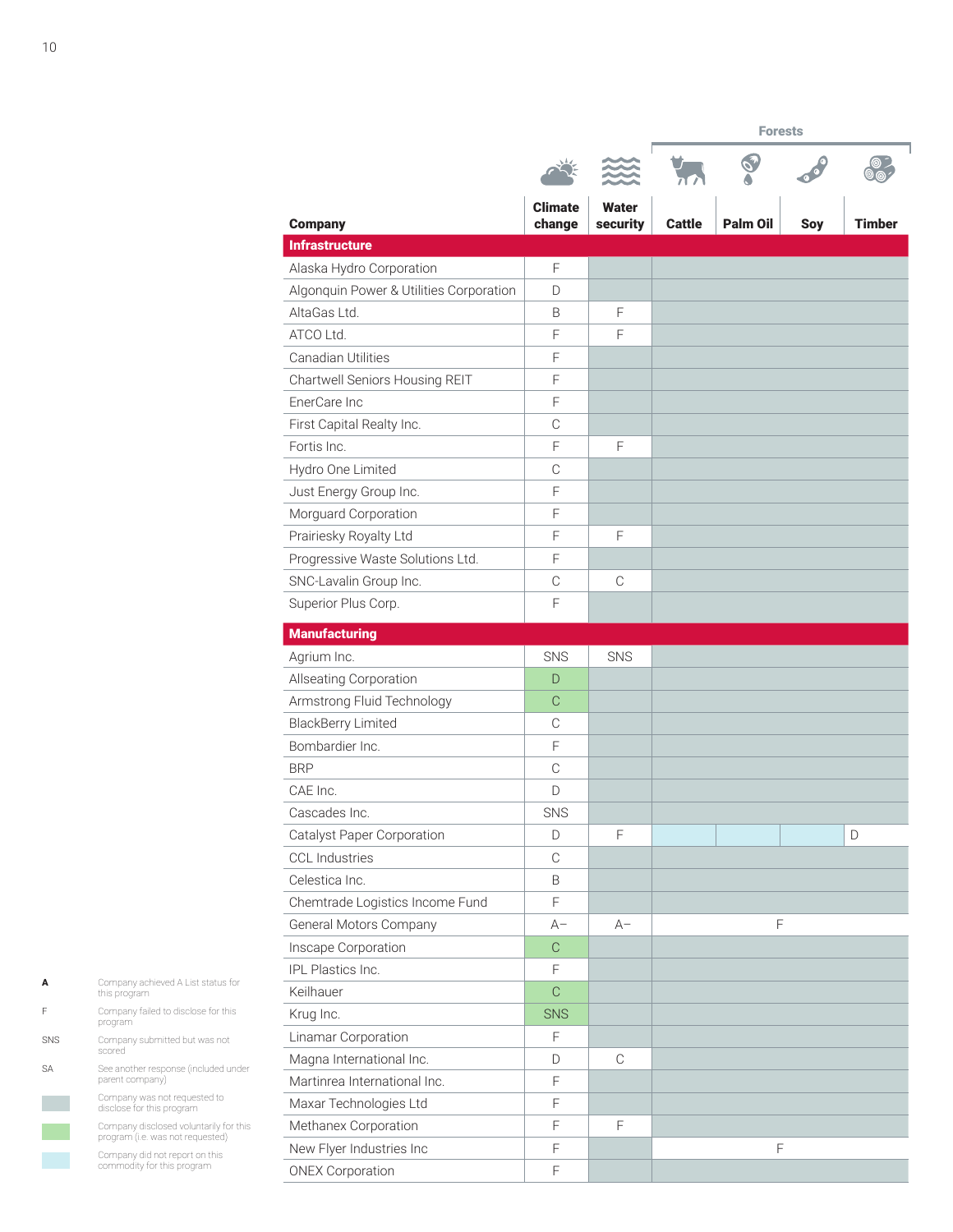| Company | Climate change | Water security | Forests: Cattle | Forests: Palm Oil | Forests: Soy | Forests: Timber |
|---|---|---|---|---|---|---|
| **Infrastructure** | | | | | | |
| Alaska Hydro Corporation | F | | | | | |
| Algonquin Power & Utilities Corporation | D | | | | | |
| AltaGas Ltd. | B | F | | | | |
| ATCO Ltd. | F | F | | | | |
| Canadian Utilities | F | | | | | |
| Chartwell Seniors Housing REIT | F | | | | | |
| EnerCare Inc | F | | | | | |
| First Capital Realty Inc. | C | | | | | |
| Fortis Inc. | F | F | | | | |
| Hydro One Limited | C | | | | | |
| Just Energy Group Inc. | F | | | | | |
| Morguard Corporation | F | | | | | |
| Prairiesky Royalty Ltd | F | F | | | | |
| Progressive Waste Solutions Ltd. | F | | | | | |
| SNC-Lavalin Group Inc. | C | C | | | | |
| Superior Plus Corp. | F | | | | | |
| **Manufacturing** | | | | | | |
| Agrium Inc. | SNS | SNS | | | | |
| Allseating Corporation | D | | | | | |
| Armstrong Fluid Technology | C | | | | | |
| BlackBerry Limited | C | | | | | |
| Bombardier Inc. | F | | | | | |
| BRP | C | | | | | |
| CAE Inc. | D | | | | | |
| Cascades Inc. | SNS | | | | | |
| Catalyst Paper Corporation | D | F | | | | D |
| CCL Industries | C | | | | | |
| Celestica Inc. | B | | | | | |
| Chemtrade Logistics Income Fund | F | | | | | |
| General Motors Company | A– | A– | F | | | |
| Inscape Corporation | C | | | | | |
| IPL Plastics Inc. | F | | | | | |
| Keilhauer | C | | | | | |
| Krug Inc. | SNS | | | | | |
| Linamar Corporation | F | | | | | |
| Magna International Inc. | D | C | | | | |
| Martinrea International Inc. | F | | | | | |
| Maxar Technologies Ltd | F | | | | | |
| Methanex Corporation | F | F | | | | |
| New Flyer Industries Inc | F | | F | | | |
| ONEX Corporation | F | | | | | |

A — Company achieved A List status for this program

F — Company failed to disclose for this program

SNS — Company submitted but was not scored

SA — See another response (included under parent company)

Company was not requested to disclose for this program

Company disclosed voluntarily for this program (i.e. was not requested)

Company did not report on this commodity for this program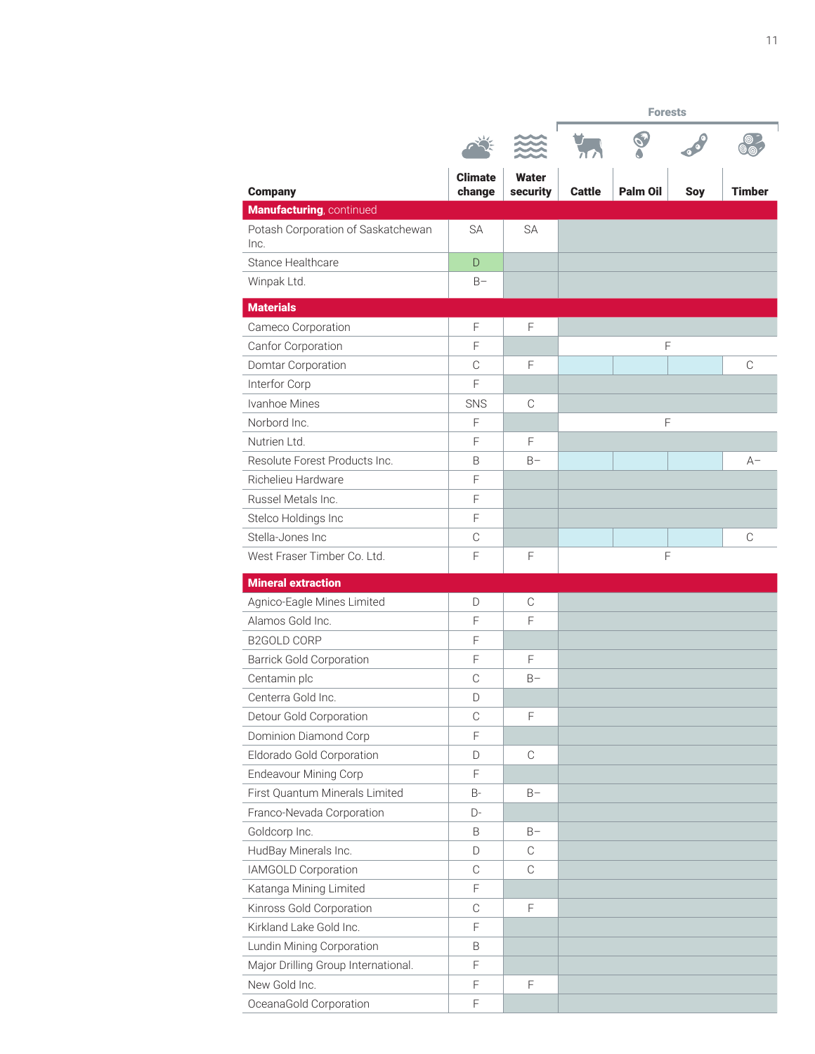| Company | Climate change | Water security | Forests: Cattle | Forests: Palm Oil | Forests: Soy | Forests: Timber |
|---|---|---|---|---|---|---|
| **Manufacturing**, continued | | | | | | |
| Potash Corporation of Saskatchewan Inc. | SA | SA | | | | |
| Stance Healthcare | D | | | | | |
| Winpak Ltd. | B– | | | | | |
| **Materials** | | | | | | |
| Cameco Corporation | F | F | | | | |
| Canfor Corporation | F | | F | | | |
| Domtar Corporation | C | F | | | | C |
| Interfor Corp | F | | | | | |
| Ivanhoe Mines | SNS | C | | | | |
| Norbord Inc. | F | | F | | | |
| Nutrien Ltd. | F | F | | | | |
| Resolute Forest Products Inc. | B | B– | | | | A– |
| Richelieu Hardware | F | | | | | |
| Russel Metals Inc. | F | | | | | |
| Stelco Holdings Inc | F | | | | | |
| Stella-Jones Inc | C | | | | | C |
| West Fraser Timber Co. Ltd. | F | F | F | | | |
| **Mineral extraction** | | | | | | |
| Agnico-Eagle Mines Limited | D | C | | | | |
| Alamos Gold Inc. | F | F | | | | |
| B2GOLD CORP | F | | | | | |
| Barrick Gold Corporation | F | F | | | | |
| Centamin plc | C | B– | | | | |
| Centerra Gold Inc. | D | | | | | |
| Detour Gold Corporation | C | F | | | | |
| Dominion Diamond Corp | F | | | | | |
| Eldorado Gold Corporation | D | C | | | | |
| Endeavour Mining Corp | F | | | | | |
| First Quantum Minerals Limited | B- | B– | | | | |
| Franco-Nevada Corporation | D- | | | | | |
| Goldcorp Inc. | B | B– | | | | |
| HudBay Minerals Inc. | D | C | | | | |
| IAMGOLD Corporation | C | C | | | | |
| Katanga Mining Limited | F | | | | | |
| Kinross Gold Corporation | C | F | | | | |
| Kirkland Lake Gold Inc. | F | | | | | |
| Lundin Mining Corporation | B | | | | | |
| Major Drilling Group International. | F | | | | | |
| New Gold Inc. | F | F | | | | |
| OceanaGold Corporation | F | | | | | |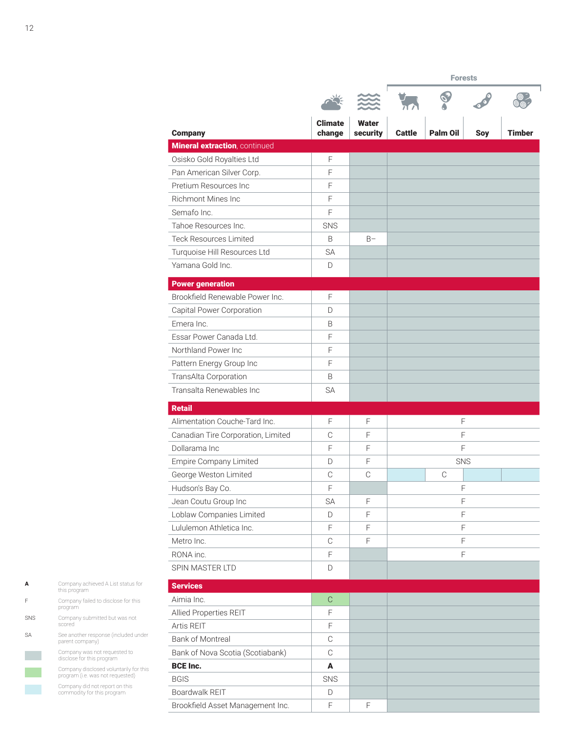| Company | Climate change | Water security | Forests: Cattle | Forests: Palm Oil | Forests: Soy | Forests: Timber |
|---|---|---|---|---|---|---|
| **Mineral extraction**, continued | | | | | | |
| Osisko Gold Royalties Ltd | F | | | | | |
| Pan American Silver Corp. | F | | | | | |
| Pretium Resources Inc | F | | | | | |
| Richmont Mines Inc | F | | | | | |
| Semafo Inc. | F | | | | | |
| Tahoe Resources Inc. | SNS | | | | | |
| Teck Resources Limited | B | B- | | | | |
| Turquoise Hill Resources Ltd | SA | | | | | |
| Yamana Gold Inc. | D | | | | | |
| **Power generation** | | | | | | |
| Brookfield Renewable Power Inc. | F | | | | | |
| Capital Power Corporation | D | | | | | |
| Emera Inc. | B | | | | | |
| Essar Power Canada Ltd. | F | | | | | |
| Northland Power Inc | F | | | | | |
| Pattern Energy Group Inc | F | | | | | |
| TransAlta Corporation | B | | | | | |
| Transalta Renewables Inc | SA | | | | | |
| **Retail** | | | | | | |
| Alimentation Couche-Tard Inc. | F | F | F | | | |
| Canadian Tire Corporation, Limited | C | F | F | | | |
| Dollarama Inc | F | F | F | | | |
| Empire Company Limited | D | F | SNS | | | |
| George Weston Limited | C | C | | C | | |
| Hudson's Bay Co. | F | | F | | | |
| Jean Coutu Group Inc | SA | F | F | | | |
| Loblaw Companies Limited | D | F | F | | | |
| Lululemon Athletica Inc. | F | F | F | | | |
| Metro Inc. | C | F | F | | | |
| RONA inc. | F | | F | | | |
| SPIN MASTER LTD | D | | | | | |
| **Services** | | | | | | |
| Aimia Inc. | C | | | | | |
| Allied Properties REIT | F | | | | | |
| Artis REIT | F | | | | | |
| Bank of Montreal | C | | | | | |
| Bank of Nova Scotia (Scotiabank) | C | | | | | |
| **BCE Inc.** | **A** | | | | | |
| BGIS | SNS | | | | | |
| Boardwalk REIT | D | | | | | |
| Brookfield Asset Management Inc. | F | F | | | | |

Note: For retail companies with a single Forests score, the score spans all four Forests columns (Cattle, Palm Oil, Soy, Timber).

**A** — Company achieved A List status for this program

F — Company failed to disclose for this program

SNS — Company submitted but was not scored

SA — See another response (included under parent company)

(Grey) — Company was not requested to disclose for this program

(Green) — Company disclosed voluntarily for this program (i.e. was not requested) — Aimia Inc. Climate change (C)

(Light blue) — Company did not report on this commodity for this program — George Weston Limited Cattle, Soy, Timber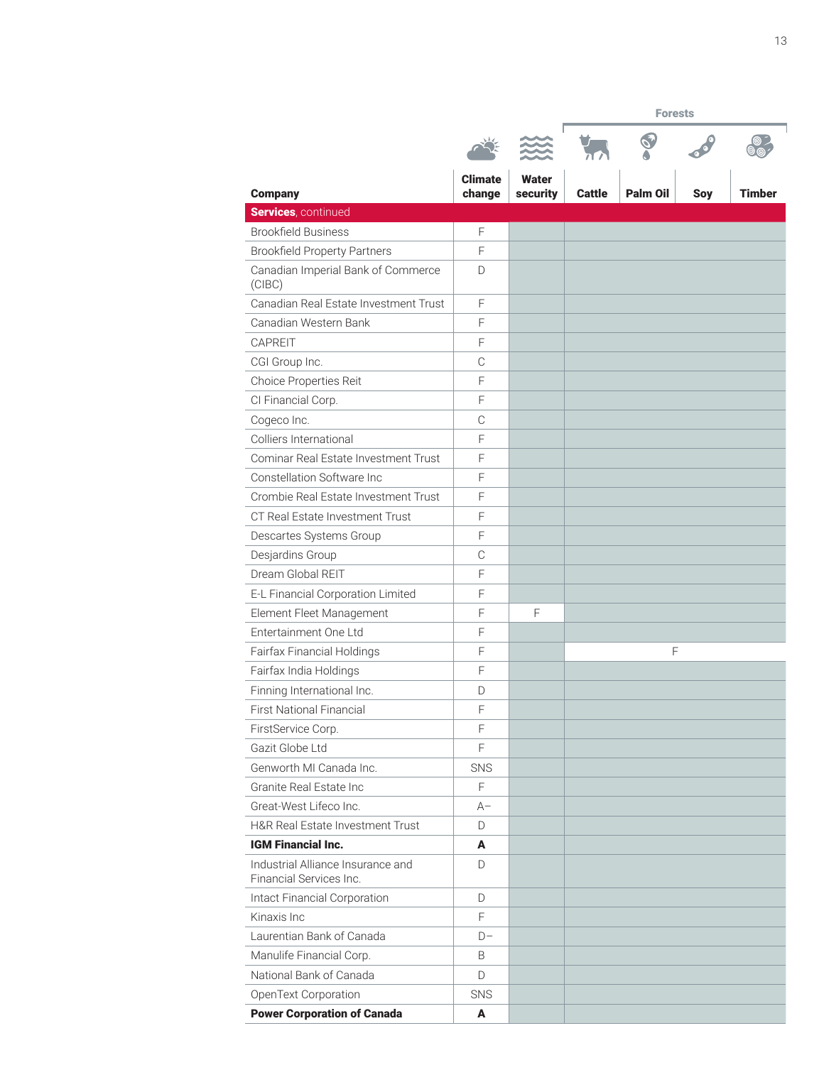| Company | Climate change | Water security | Forests: Cattle | Forests: Palm Oil | Forests: Soy | Forests: Timber |
|---|---|---|---|---|---|---|
| **Services**, continued | | | | | | |
| Brookfield Business | F | | | | | |
| Brookfield Property Partners | F | | | | | |
| Canadian Imperial Bank of Commerce (CIBC) | D | | | | | |
| Canadian Real Estate Investment Trust | F | | | | | |
| Canadian Western Bank | F | | | | | |
| CAPREIT | F | | | | | |
| CGI Group Inc. | C | | | | | |
| Choice Properties Reit | F | | | | | |
| CI Financial Corp. | F | | | | | |
| Cogeco Inc. | C | | | | | |
| Colliers International | F | | | | | |
| Cominar Real Estate Investment Trust | F | | | | | |
| Constellation Software Inc | F | | | | | |
| Crombie Real Estate Investment Trust | F | | | | | |
| CT Real Estate Investment Trust | F | | | | | |
| Descartes Systems Group | F | | | | | |
| Desjardins Group | C | | | | | |
| Dream Global REIT | F | | | | | |
| E-L Financial Corporation Limited | F | | | | | |
| Element Fleet Management | F | F | | | | |
| Entertainment One Ltd | F | | | | | |
| Fairfax Financial Holdings | F | | F | | | |
| Fairfax India Holdings | F | | | | | |
| Finning International Inc. | D | | | | | |
| First National Financial | F | | | | | |
| FirstService Corp. | F | | | | | |
| Gazit Globe Ltd | F | | | | | |
| Genworth MI Canada Inc. | SNS | | | | | |
| Granite Real Estate Inc | F | | | | | |
| Great-West Lifeco Inc. | A– | | | | | |
| H&R Real Estate Investment Trust | D | | | | | |
| **IGM Financial Inc.** | **A** | | | | | |
| Industrial Alliance Insurance and Financial Services Inc. | D | | | | | |
| Intact Financial Corporation | D | | | | | |
| Kinaxis Inc | F | | | | | |
| Laurentian Bank of Canada | D– | | | | | |
| Manulife Financial Corp. | B | | | | | |
| National Bank of Canada | D | | | | | |
| OpenText Corporation | SNS | | | | | |
| **Power Corporation of Canada** | **A** | | | | | |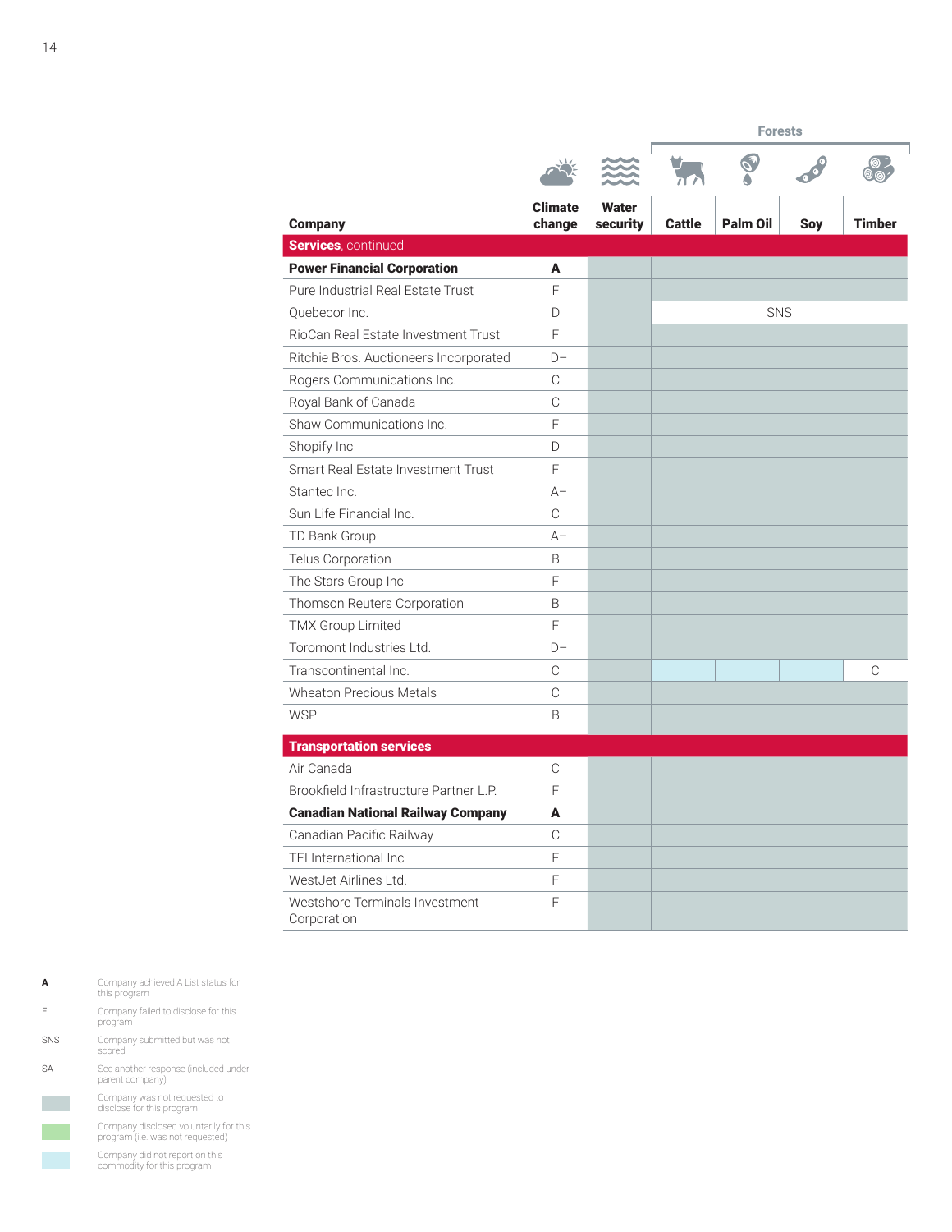| Company | Climate change | Water security | Forests: Cattle | Forests: Palm Oil | Forests: Soy | Forests: Timber |
|---|---|---|---|---|---|---|
| **Services**, continued | | | | | | |
| **Power Financial Corporation** | **A** | | | | | |
| Pure Industrial Real Estate Trust | F | | | | | |
| Quebecor Inc. | D | | SNS | | | |
| RioCan Real Estate Investment Trust | F | | | | | |
| Ritchie Bros. Auctioneers Incorporated | D– | | | | | |
| Rogers Communications Inc. | C | | | | | |
| Royal Bank of Canada | C | | | | | |
| Shaw Communications Inc. | F | | | | | |
| Shopify Inc | D | | | | | |
| Smart Real Estate Investment Trust | F | | | | | |
| Stantec Inc. | A– | | | | | |
| Sun Life Financial Inc. | C | | | | | |
| TD Bank Group | A– | | | | | |
| Telus Corporation | B | | | | | |
| The Stars Group Inc | F | | | | | |
| Thomson Reuters Corporation | B | | | | | |
| TMX Group Limited | F | | | | | |
| Toromont Industries Ltd. | D– | | | | | |
| Transcontinental Inc. | C | | | | | C |
| Wheaton Precious Metals | C | | | | | |
| WSP | B | | | | | |
| **Transportation services** | | | | | | |
| Air Canada | C | | | | | |
| Brookfield Infrastructure Partner L.P. | F | | | | | |
| **Canadian National Railway Company** | **A** | | | | | |
| Canadian Pacific Railway | C | | | | | |
| TFI International Inc | F | | | | | |
| WestJet Airlines Ltd. | F | | | | | |
| Westshore Terminals Investment Corporation | F | | | | | |

**A** — Company achieved A List status for this program

F — Company failed to disclose for this program

SNS — Company submitted but was not scored

SA — See another response (included under parent company)

(Grey) — Company was not requested to disclose for this program

(Green) — Company disclosed voluntarily for this program (i.e. was not requested)

(Light blue) — Company did not report on this commodity for this program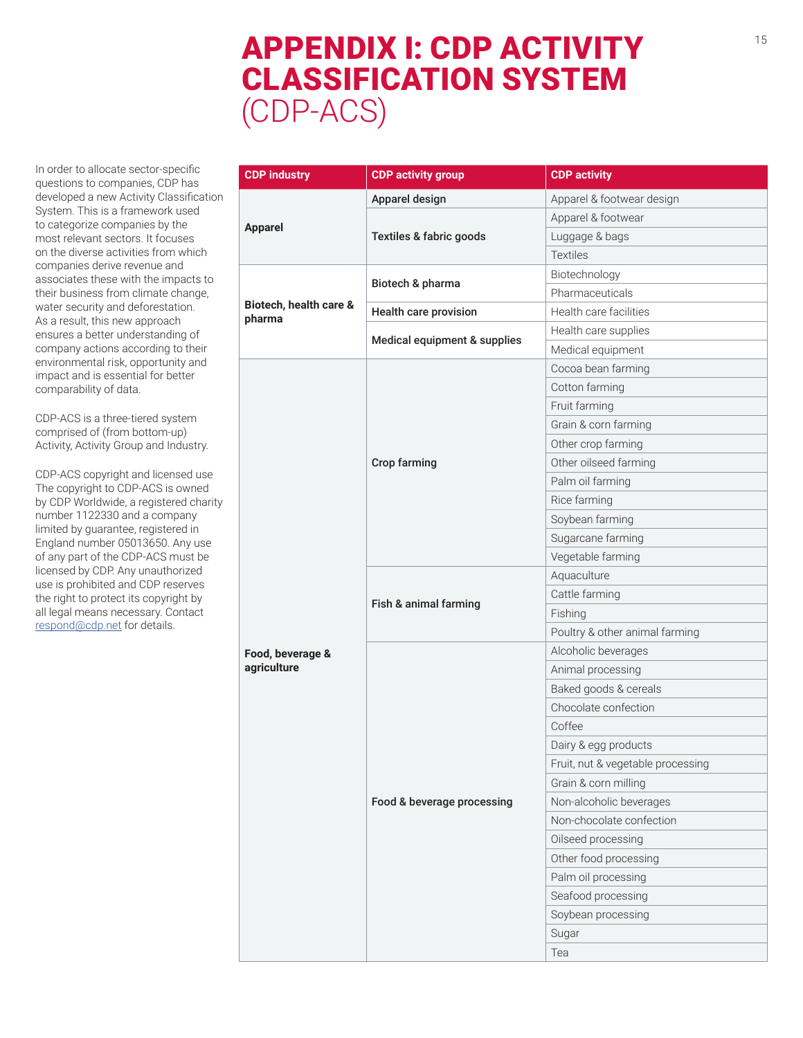# APPENDIX I: CDP ACTIVITY CLASSIFICATION SYSTEM (CDP-ACS)

In order to allocate sector-specific questions to companies, CDP has developed a new Activity Classification System. This is a framework used to categorize companies by the most relevant sectors. It focuses on the diverse activities from which companies derive revenue and associates these with the impacts to their business from climate change, water security and deforestation. As a result, this new approach ensures a better understanding of company actions according to their environmental risk, opportunity and impact and is essential for better comparability of data.

CDP-ACS is a three-tiered system comprised of (from bottom-up) Activity, Activity Group and Industry.

CDP-ACS copyright and licensed use
The copyright to CDP-ACS is owned by CDP Worldwide, a registered charity number 1122330 and a company limited by guarantee, registered in England number 05013650. Any use of any part of the CDP-ACS must be licensed by CDP. Any unauthorized use is prohibited and CDP reserves the right to protect its copyright by all legal means necessary. Contact respond@cdp.net for details.

| CDP industry | CDP activity group | CDP activity |
|---|---|---|
| **Apparel** | **Apparel design** | Apparel & footwear design |
| | **Textiles & fabric goods** | Apparel & footwear |
| | | Luggage & bags |
| | | Textiles |
| **Biotech, health care & pharma** | **Biotech & pharma** | Biotechnology |
| | | Pharmaceuticals |
| | **Health care provision** | Health care facilities |
| | **Medical equipment & supplies** | Health care supplies |
| | | Medical equipment |
| **Food, beverage & agriculture** | **Crop farming** | Cocoa bean farming |
| | | Cotton farming |
| | | Fruit farming |
| | | Grain & corn farming |
| | | Other crop farming |
| | | Other oilseed farming |
| | | Palm oil farming |
| | | Rice farming |
| | | Soybean farming |
| | | Sugarcane farming |
| | | Vegetable farming |
| | **Fish & animal farming** | Aquaculture |
| | | Cattle farming |
| | | Fishing |
| | | Poultry & other animal farming |
| | **Food & beverage processing** | Alcoholic beverages |
| | | Animal processing |
| | | Baked goods & cereals |
| | | Chocolate confection |
| | | Coffee |
| | | Dairy & egg products |
| | | Fruit, nut & vegetable processing |
| | | Grain & corn milling |
| | | Non-alcoholic beverages |
| | | Non-chocolate confection |
| | | Oilseed processing |
| | | Other food processing |
| | | Palm oil processing |
| | | Seafood processing |
| | | Soybean processing |
| | | Sugar |
| | | Tea |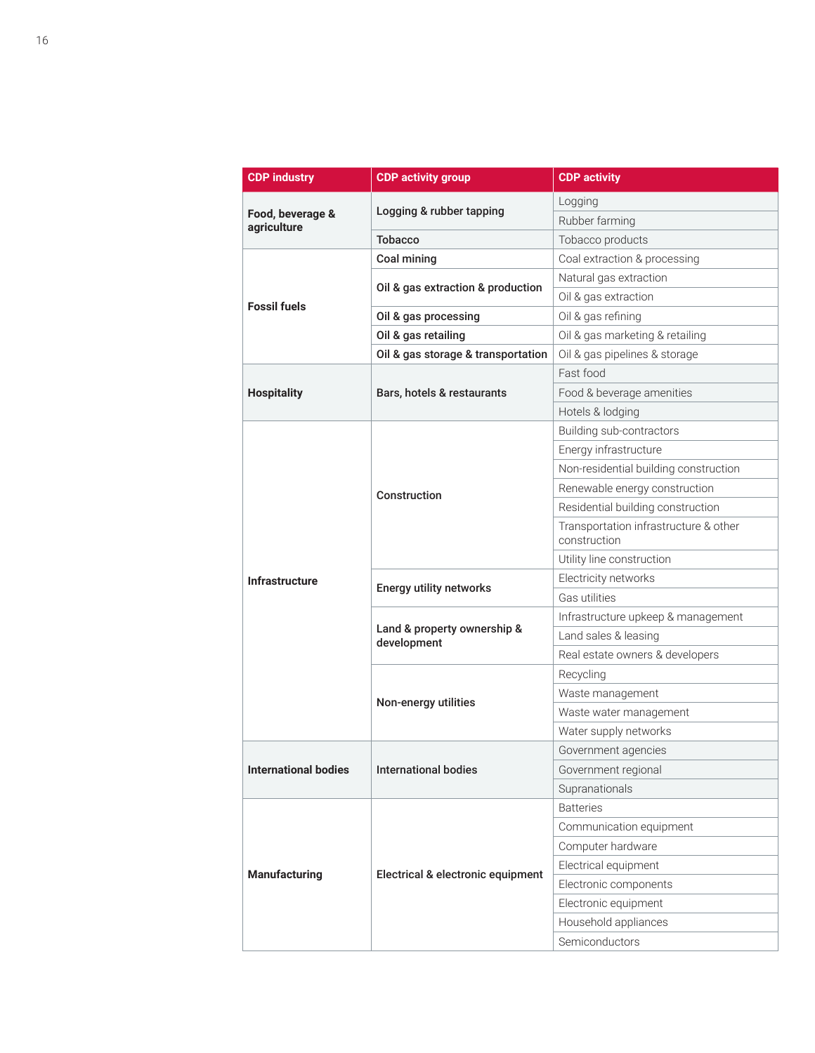| CDP industry | CDP activity group | CDP activity |
|---|---|---|
| **Food, beverage & agriculture** | **Logging & rubber tapping** | Logging |
| | | Rubber farming |
| | **Tobacco** | Tobacco products |
| **Fossil fuels** | **Coal mining** | Coal extraction & processing |
| | **Oil & gas extraction & production** | Natural gas extraction |
| | | Oil & gas extraction |
| | **Oil & gas processing** | Oil & gas refining |
| | **Oil & gas retailing** | Oil & gas marketing & retailing |
| | **Oil & gas storage & transportation** | Oil & gas pipelines & storage |
| **Hospitality** | **Bars, hotels & restaurants** | Fast food |
| | | Food & beverage amenities |
| | | Hotels & lodging |
| **Infrastructure** | **Construction** | Building sub-contractors |
| | | Energy infrastructure |
| | | Non-residential building construction |
| | | Renewable energy construction |
| | | Residential building construction |
| | | Transportation infrastructure & other construction |
| | | Utility line construction |
| | **Energy utility networks** | Electricity networks |
| | | Gas utilities |
| | **Land & property ownership & development** | Infrastructure upkeep & management |
| | | Land sales & leasing |
| | | Real estate owners & developers |
| | **Non-energy utilities** | Recycling |
| | | Waste management |
| | | Waste water management |
| | | Water supply networks |
| **International bodies** | **International bodies** | Government agencies |
| | | Government regional |
| | | Supranationals |
| **Manufacturing** | **Electrical & electronic equipment** | Batteries |
| | | Communication equipment |
| | | Computer hardware |
| | | Electrical equipment |
| | | Electronic components |
| | | Electronic equipment |
| | | Household appliances |
| | | Semiconductors |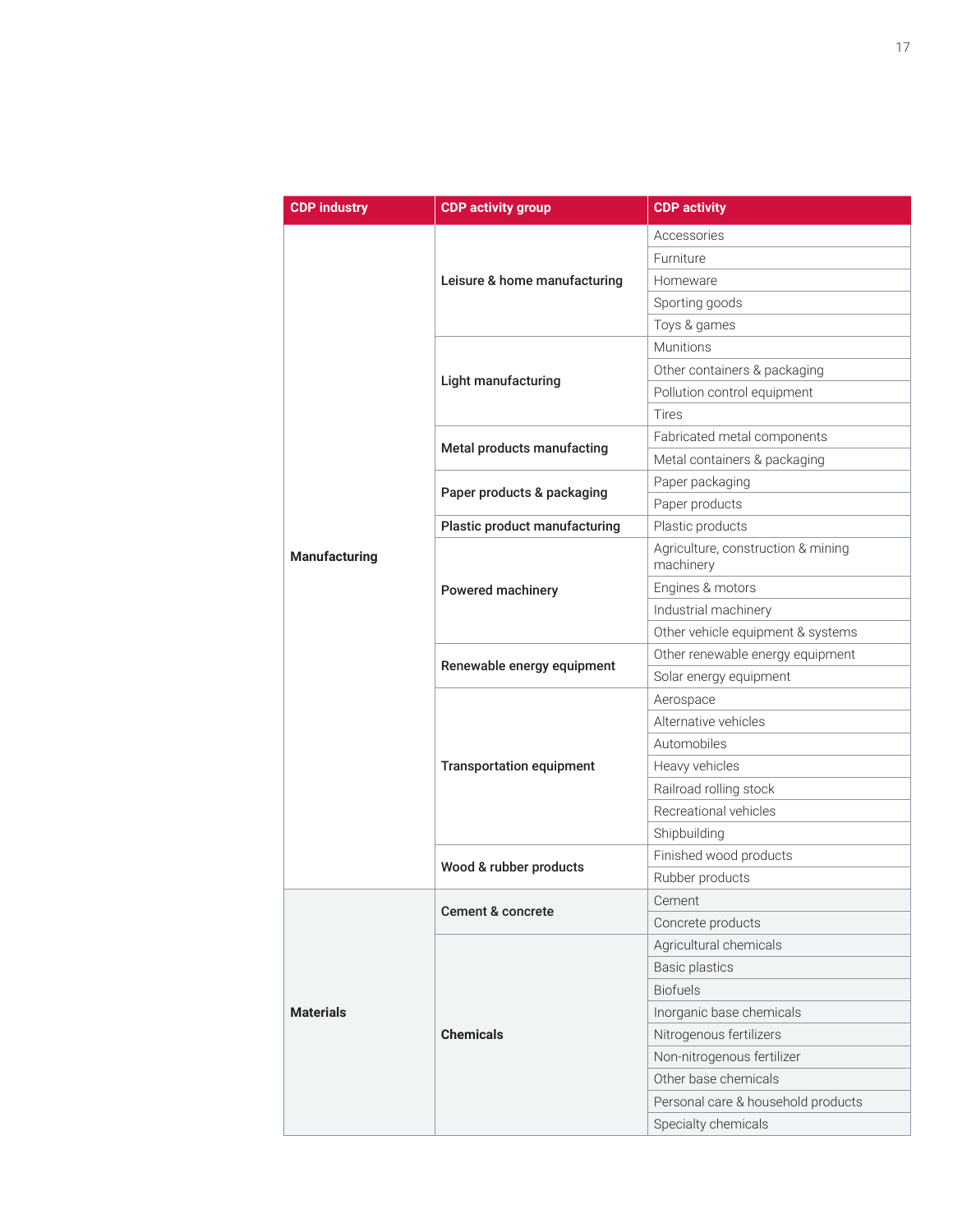| CDP industry | CDP activity group | CDP activity |
|---|---|---|
| **Manufacturing** | **Leisure & home manufacturing** | Accessories |
| | | Furniture |
| | | Homeware |
| | | Sporting goods |
| | | Toys & games |
| | **Light manufacturing** | Munitions |
| | | Other containers & packaging |
| | | Pollution control equipment |
| | | Tires |
| | **Metal products manufacting** | Fabricated metal components |
| | | Metal containers & packaging |
| | **Paper products & packaging** | Paper packaging |
| | | Paper products |
| | **Plastic product manufacturing** | Plastic products |
| | **Powered machinery** | Agriculture, construction & mining machinery |
| | | Engines & motors |
| | | Industrial machinery |
| | | Other vehicle equipment & systems |
| | **Renewable energy equipment** | Other renewable energy equipment |
| | | Solar energy equipment |
| | **Transportation equipment** | Aerospace |
| | | Alternative vehicles |
| | | Automobiles |
| | | Heavy vehicles |
| | | Railroad rolling stock |
| | | Recreational vehicles |
| | | Shipbuilding |
| | **Wood & rubber products** | Finished wood products |
| | | Rubber products |
| **Materials** | **Cement & concrete** | Cement |
| | | Concrete products |
| | **Chemicals** | Agricultural chemicals |
| | | Basic plastics |
| | | Biofuels |
| | | Inorganic base chemicals |
| | | Nitrogenous fertilizers |
| | | Non-nitrogenous fertilizer |
| | | Other base chemicals |
| | | Personal care & household products |
| | | Specialty chemicals |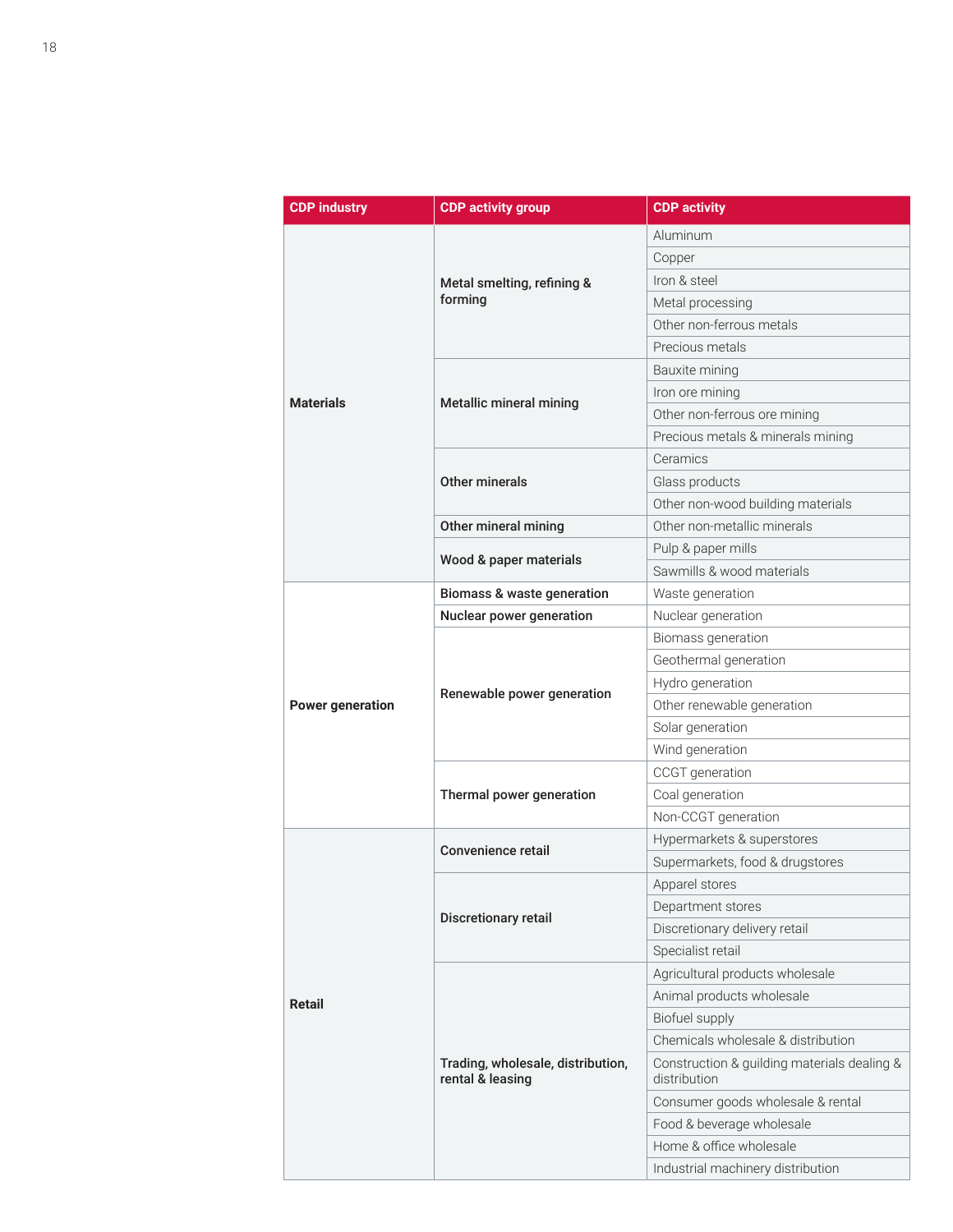| CDP industry | CDP activity group | CDP activity |
|---|---|---|
| Materials | Metal smelting, refining & forming | Aluminum |
| | | Copper |
| | | Iron & steel |
| | | Metal processing |
| | | Other non-ferrous metals |
| | | Precious metals |
| | Metallic mineral mining | Bauxite mining |
| | | Iron ore mining |
| | | Other non-ferrous ore mining |
| | | Precious metals & minerals mining |
| | Other minerals | Ceramics |
| | | Glass products |
| | | Other non-wood building materials |
| | Other mineral mining | Other non-metallic minerals |
| | Wood & paper materials | Pulp & paper mills |
| | | Sawmills & wood materials |
| Power generation | Biomass & waste generation | Waste generation |
| | Nuclear power generation | Nuclear generation |
| | Renewable power generation | Biomass generation |
| | | Geothermal generation |
| | | Hydro generation |
| | | Other renewable generation |
| | | Solar generation |
| | | Wind generation |
| | Thermal power generation | CCGT generation |
| | | Coal generation |
| | | Non-CCGT generation |
| Retail | Convenience retail | Hypermarkets & superstores |
| | | Supermarkets, food & drugstores |
| | Discretionary retail | Apparel stores |
| | | Department stores |
| | | Discretionary delivery retail |
| | | Specialist retail |
| | Trading, wholesale, distribution, rental & leasing | Agricultural products wholesale |
| | | Animal products wholesale |
| | | Biofuel supply |
| | | Chemicals wholesale & distribution |
| | | Construction & guilding materials dealing & distribution |
| | | Consumer goods wholesale & rental |
| | | Food & beverage wholesale |
| | | Home & office wholesale |
| | | Industrial machinery distribution |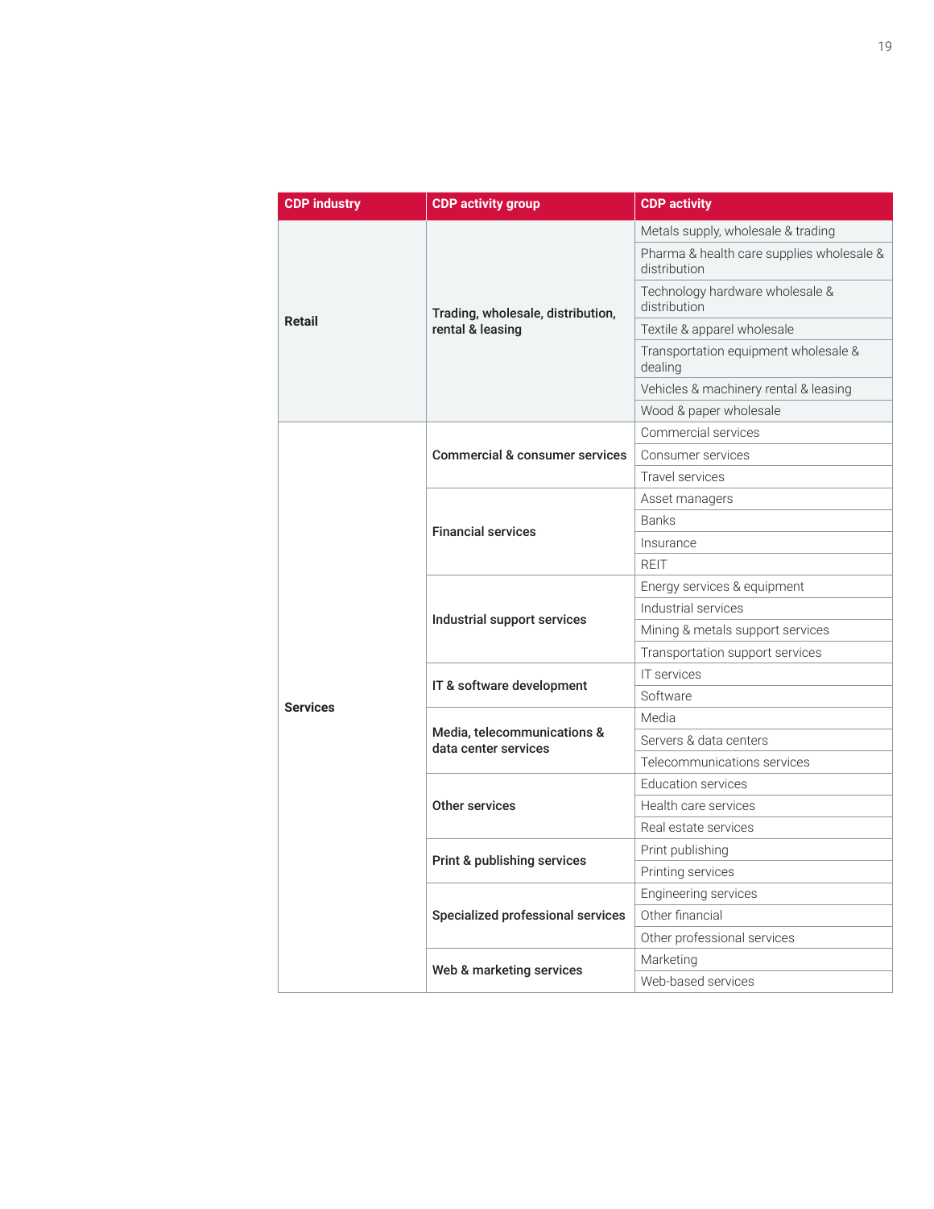| CDP industry | CDP activity group | CDP activity |
|---|---|---|
| Retail | Trading, wholesale, distribution, rental & leasing | Metals supply, wholesale & trading |
| | | Pharma & health care supplies wholesale & distribution |
| | | Technology hardware wholesale & distribution |
| | | Textile & apparel wholesale |
| | | Transportation equipment wholesale & dealing |
| | | Vehicles & machinery rental & leasing |
| | | Wood & paper wholesale |
| Services | Commercial & consumer services | Commercial services |
| | | Consumer services |
| | | Travel services |
| | Financial services | Asset managers |
| | | Banks |
| | | Insurance |
| | | REIT |
| | Industrial support services | Energy services & equipment |
| | | Industrial services |
| | | Mining & metals support services |
| | | Transportation support services |
| | IT & software development | IT services |
| | | Software |
| | Media, telecommunications & data center services | Media |
| | | Servers & data centers |
| | | Telecommunications services |
| | Other services | Education services |
| | | Health care services |
| | | Real estate services |
| | Print & publishing services | Print publishing |
| | | Printing services |
| | Specialized professional services | Engineering services |
| | | Other financial |
| | | Other professional services |
| | Web & marketing services | Marketing |
| | | Web-based services |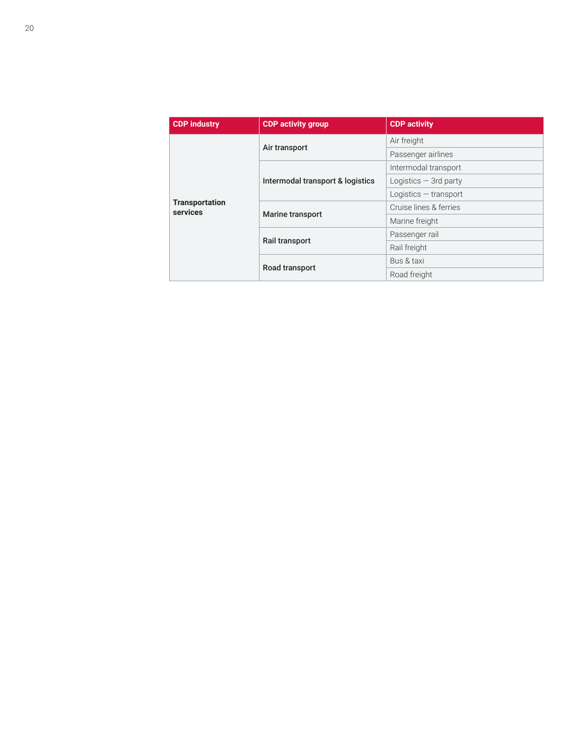| CDP industry | CDP activity group | CDP activity |
| --- | --- | --- |
| **Transportation services** | **Air transport** | Air freight |
| | | Passenger airlines |
| | **Intermodal transport & logistics** | Intermodal transport |
| | | Logistics — 3rd party |
| | | Logistics — transport |
| | **Marine transport** | Cruise lines & ferries |
| | | Marine freight |
| | **Rail transport** | Passenger rail |
| | | Rail freight |
| | **Road transport** | Bus & taxi |
| | | Road freight |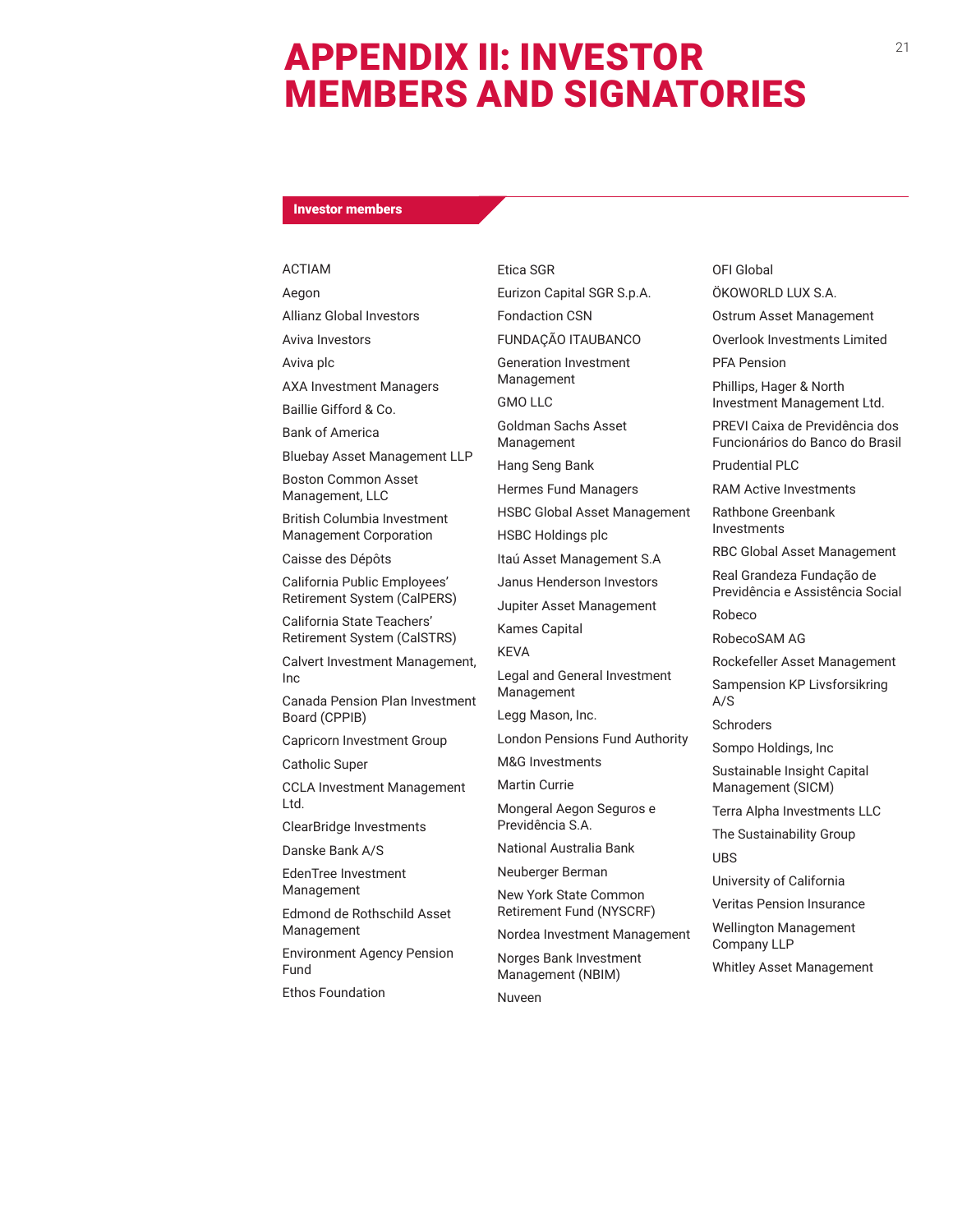# APPENDIX II: INVESTOR MEMBERS AND SIGNATORIES

## Investor members

ACTIAM
Aegon
Allianz Global Investors
Aviva Investors
Aviva plc
AXA Investment Managers
Baillie Gifford & Co.
Bank of America
Bluebay Asset Management LLP
Boston Common Asset Management, LLC
British Columbia Investment Management Corporation
Caisse des Dépôts
California Public Employees' Retirement System (CalPERS)
California State Teachers' Retirement System (CalSTRS)
Calvert Investment Management, Inc
Canada Pension Plan Investment Board (CPPIB)
Capricorn Investment Group
Catholic Super
CCLA Investment Management Ltd.
ClearBridge Investments
Danske Bank A/S
EdenTree Investment Management
Edmond de Rothschild Asset Management
Environment Agency Pension Fund
Ethos Foundation
Etica SGR
Eurizon Capital SGR S.p.A.
Fondaction CSN
FUNDAÇÃO ITAUBANCO
Generation Investment Management
GMO LLC
Goldman Sachs Asset Management
Hang Seng Bank
Hermes Fund Managers
HSBC Global Asset Management
HSBC Holdings plc
Itaú Asset Management S.A
Janus Henderson Investors
Jupiter Asset Management
Kames Capital
KEVA
Legal and General Investment Management
Legg Mason, Inc.
London Pensions Fund Authority
M&G Investments
Martin Currie
Mongeral Aegon Seguros e Previdência S.A.
National Australia Bank
Neuberger Berman
New York State Common Retirement Fund (NYSCRF)
Nordea Investment Management
Norges Bank Investment Management (NBIM)
Nuveen
OFI Global
ÖKOWORLD LUX S.A.
Ostrum Asset Management
Overlook Investments Limited
PFA Pension
Phillips, Hager & North Investment Management Ltd.
PREVI Caixa de Previdência dos Funcionários do Banco do Brasil
Prudential PLC
RAM Active Investments
Rathbone Greenbank Investments
RBC Global Asset Management
Real Grandeza Fundação de Previdência e Assistência Social
Robeco
RobecoSAM AG
Rockefeller Asset Management
Sampension KP Livsforsikring A/S
Schroders
Sompo Holdings, Inc
Sustainable Insight Capital Management (SICM)
Terra Alpha Investments LLC
The Sustainability Group
UBS
University of California
Veritas Pension Insurance
Wellington Management Company LLP
Whitley Asset Management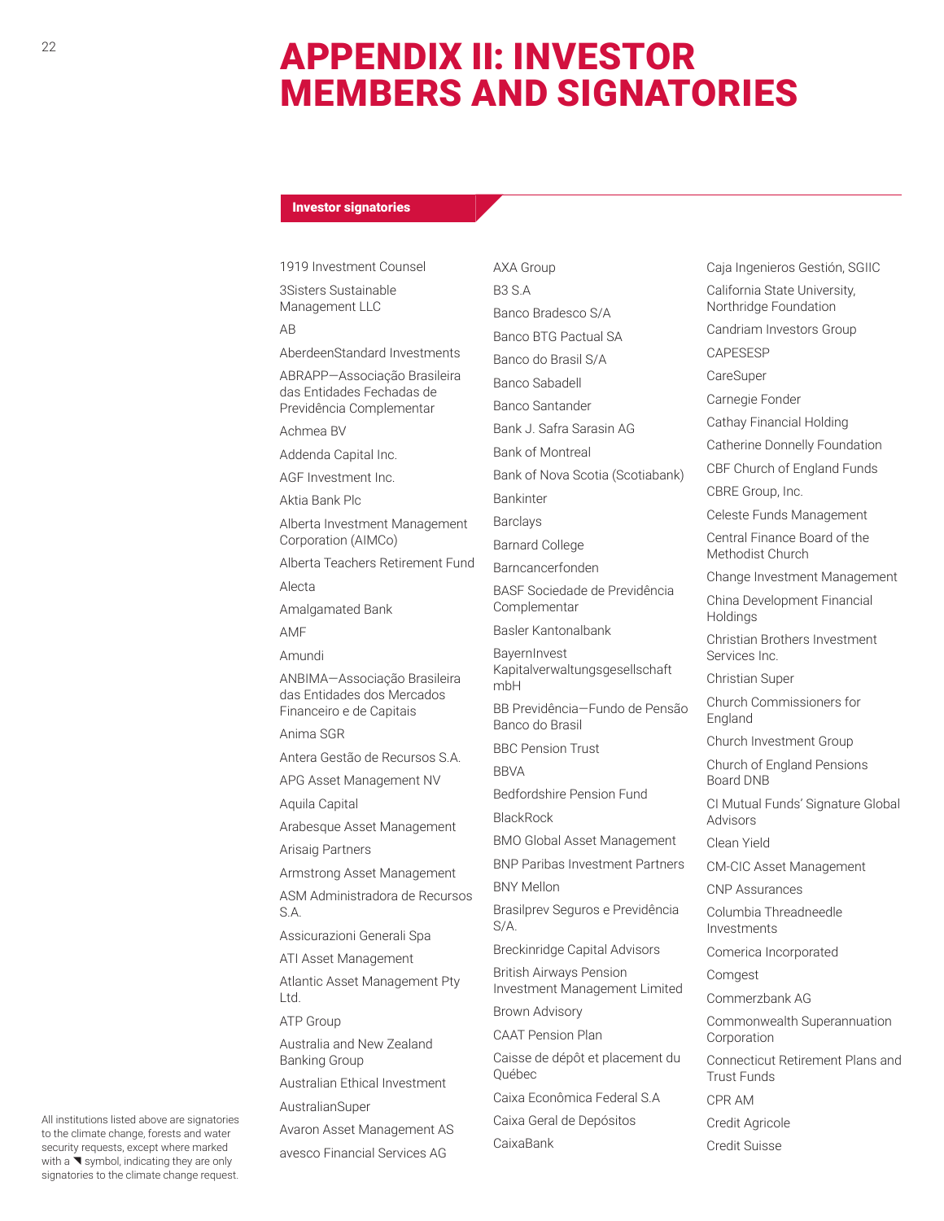# APPENDIX II: INVESTOR MEMBERS AND SIGNATORIES

## Investor signatories

1919 Investment Counsel

3Sisters Sustainable Management LLC

AB

AberdeenStandard Investments

ABRAPP—Associação Brasileira das Entidades Fechadas de Previdência Complementar

Achmea BV

Addenda Capital Inc.

AGF Investment Inc.

Aktia Bank Plc

Alberta Investment Management Corporation (AIMCo)

Alberta Teachers Retirement Fund

Alecta

Amalgamated Bank

AMF

Amundi

ANBIMA—Associação Brasileira das Entidades dos Mercados Financeiro e de Capitais

Anima SGR

Antera Gestão de Recursos S.A.

APG Asset Management NV

Aquila Capital

Arabesque Asset Management

Arisaig Partners

Armstrong Asset Management

ASM Administradora de Recursos S.A.

Assicurazioni Generali Spa

ATI Asset Management

Atlantic Asset Management Pty Ltd.

ATP Group

Australia and New Zealand Banking Group

Australian Ethical Investment

AustralianSuper

Avaron Asset Management AS

avesco Financial Services AG

AXA Group

B3 S.A

Banco Bradesco S/A

Banco BTG Pactual SA

Banco do Brasil S/A

Banco Sabadell

Banco Santander

Bank J. Safra Sarasin AG

Bank of Montreal

Bank of Nova Scotia (Scotiabank)

Bankinter

Barclays

Barnard College

Barncancerfonden

BASF Sociedade de Previdência Complementar

Basler Kantonalbank

BayernInvest Kapitalverwaltungsgesellschaft mbH

BB Previdência—Fundo de Pensão Banco do Brasil

BBC Pension Trust

BBVA

Bedfordshire Pension Fund

BlackRock

BMO Global Asset Management

BNP Paribas Investment Partners

BNY Mellon

Brasilprev Seguros e Previdência S/A.

Breckinridge Capital Advisors

British Airways Pension Investment Management Limited

Brown Advisory

CAAT Pension Plan

Caisse de dépôt et placement du Québec

Caixa Econômica Federal S.A

Caixa Geral de Depósitos

CaixaBank

Caja Ingenieros Gestión, SGIIC

California State University, Northridge Foundation

Candriam Investors Group

CAPESESP

CareSuper

Carnegie Fonder

Cathay Financial Holding

Catherine Donnelly Foundation

CBF Church of England Funds

CBRE Group, Inc.

Celeste Funds Management

Central Finance Board of the Methodist Church

Change Investment Management

China Development Financial Holdings

Christian Brothers Investment Services Inc.

Christian Super

Church Commissioners for England

Church Investment Group

Church of England Pensions Board DNB

CI Mutual Funds' Signature Global Advisors

Clean Yield

CM-CIC Asset Management

CNP Assurances

Columbia Threadneedle Investments

Comerica Incorporated

Comgest

Commerzbank AG

Commonwealth Superannuation Corporation

Connecticut Retirement Plans and Trust Funds

CPR AM

Credit Agricole

Credit Suisse

All institutions listed above are signatories to the climate change, forests and water security requests, except where marked with a ◥ symbol, indicating they are only signatories to the climate change request.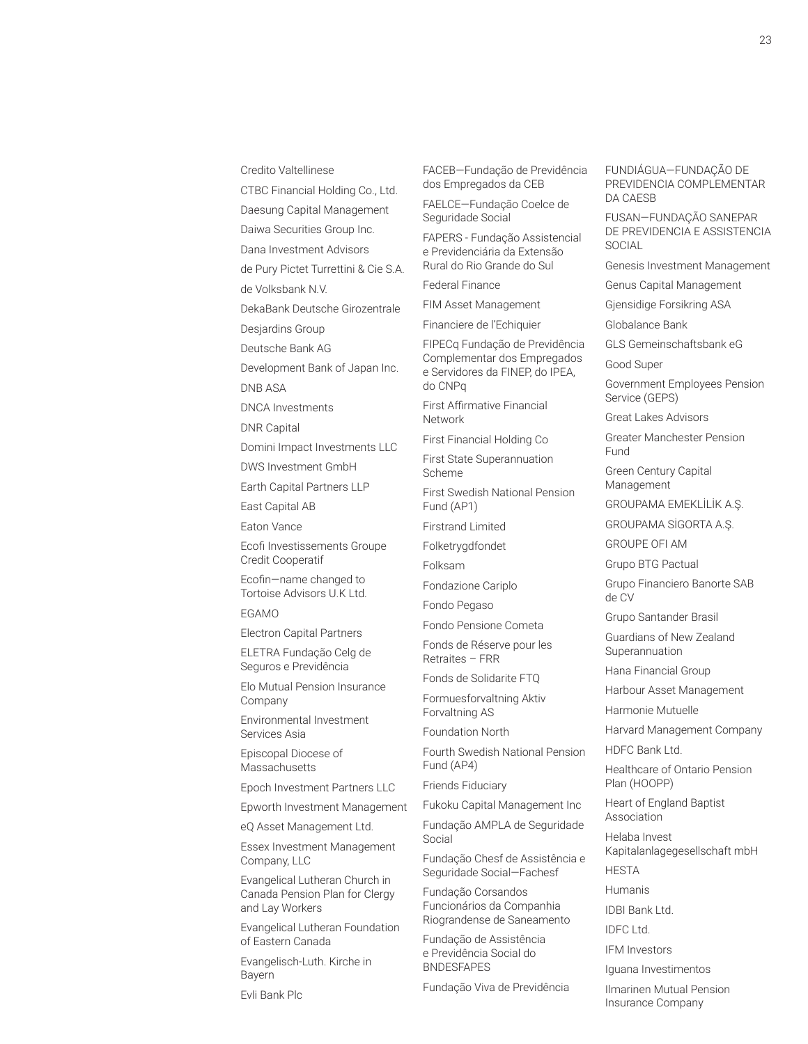Credito Valtellinese

CTBC Financial Holding Co., Ltd.

Daesung Capital Management

Daiwa Securities Group Inc.

Dana Investment Advisors

de Pury Pictet Turrettini & Cie S.A.

de Volksbank N.V.

DekaBank Deutsche Girozentrale

Desjardins Group

Deutsche Bank AG

Development Bank of Japan Inc.

DNB ASA

DNCA Investments

DNR Capital

Domini Impact Investments LLC

DWS Investment GmbH

Earth Capital Partners LLP

East Capital AB

Eaton Vance

Ecofi Investissements Groupe Credit Cooperatif

Ecofin—name changed to Tortoise Advisors U.K Ltd.

EGAMO

Electron Capital Partners

ELETRA Fundação Celg de Seguros e Previdência

Elo Mutual Pension Insurance Company

Environmental Investment Services Asia

Episcopal Diocese of Massachusetts

Epoch Investment Partners LLC

Epworth Investment Management

eQ Asset Management Ltd.

Essex Investment Management Company, LLC

Evangelical Lutheran Church in Canada Pension Plan for Clergy and Lay Workers

Evangelical Lutheran Foundation of Eastern Canada

Evangelisch-Luth. Kirche in Bayern

Evli Bank Plc

FACEB—Fundação de Previdência dos Empregados da CEB

FAELCE—Fundação Coelce de Seguridade Social

FAPERS - Fundação Assistencial e Previdenciária da Extensão Rural do Rio Grande do Sul

Federal Finance

FIM Asset Management

Financiere de l'Echiquier

FIPECq Fundação de Previdência Complementar dos Empregados e Servidores da FINEP, do IPEA, do CNPq

First Affirmative Financial Network

First Financial Holding Co

First State Superannuation Scheme

First Swedish National Pension Fund (AP1)

Firstrand Limited

Folketrygdfondet

Folksam

Fondazione Cariplo

Fondo Pegaso

Fondo Pensione Cometa

Fonds de Réserve pour les Retraites – FRR

Fonds de Solidarite FTQ

Formuesforvaltning Aktiv Forvaltning AS

Foundation North

Fourth Swedish National Pension Fund (AP4)

Friends Fiduciary

Fukoku Capital Management Inc

Fundação AMPLA de Seguridade Social

Fundação Chesf de Assistência e Seguridade Social—Fachesf

Fundação Corsandos Funcionários da Companhia Riograndense de Saneamento

Fundação de Assistência e Previdência Social do BNDESFAPES

Fundação Viva de Previdência

FUNDIÁGUA—FUNDAÇÃO DE PREVIDENCIA COMPLEMENTAR DA CAESB

FUSAN—FUNDAÇÃO SANEPAR DE PREVIDENCIA E ASSISTENCIA SOCIAL

Genesis Investment Management

Genus Capital Management

Gjensidige Forsikring ASA

Globalance Bank

GLS Gemeinschaftsbank eG

Good Super

Government Employees Pension Service (GEPS)

Great Lakes Advisors

Greater Manchester Pension Fund

Green Century Capital Management

GROUPAMA EMEKLİLİK A.Ş.

GROUPAMA SİGORTA A.Ş.

GROUPE OFI AM

Grupo BTG Pactual

Grupo Financiero Banorte SAB de CV

Grupo Santander Brasil

Guardians of New Zealand Superannuation

Hana Financial Group

Harbour Asset Management

Harmonie Mutuelle

Harvard Management Company

HDFC Bank Ltd.

Healthcare of Ontario Pension Plan (HOOPP)

Heart of England Baptist Association

Helaba Invest Kapitalanlagegesellschaft mbH

HESTA

Humanis

IDBI Bank Ltd.

IDFC Ltd.

IFM Investors

Iguana Investimentos

Ilmarinen Mutual Pension Insurance Company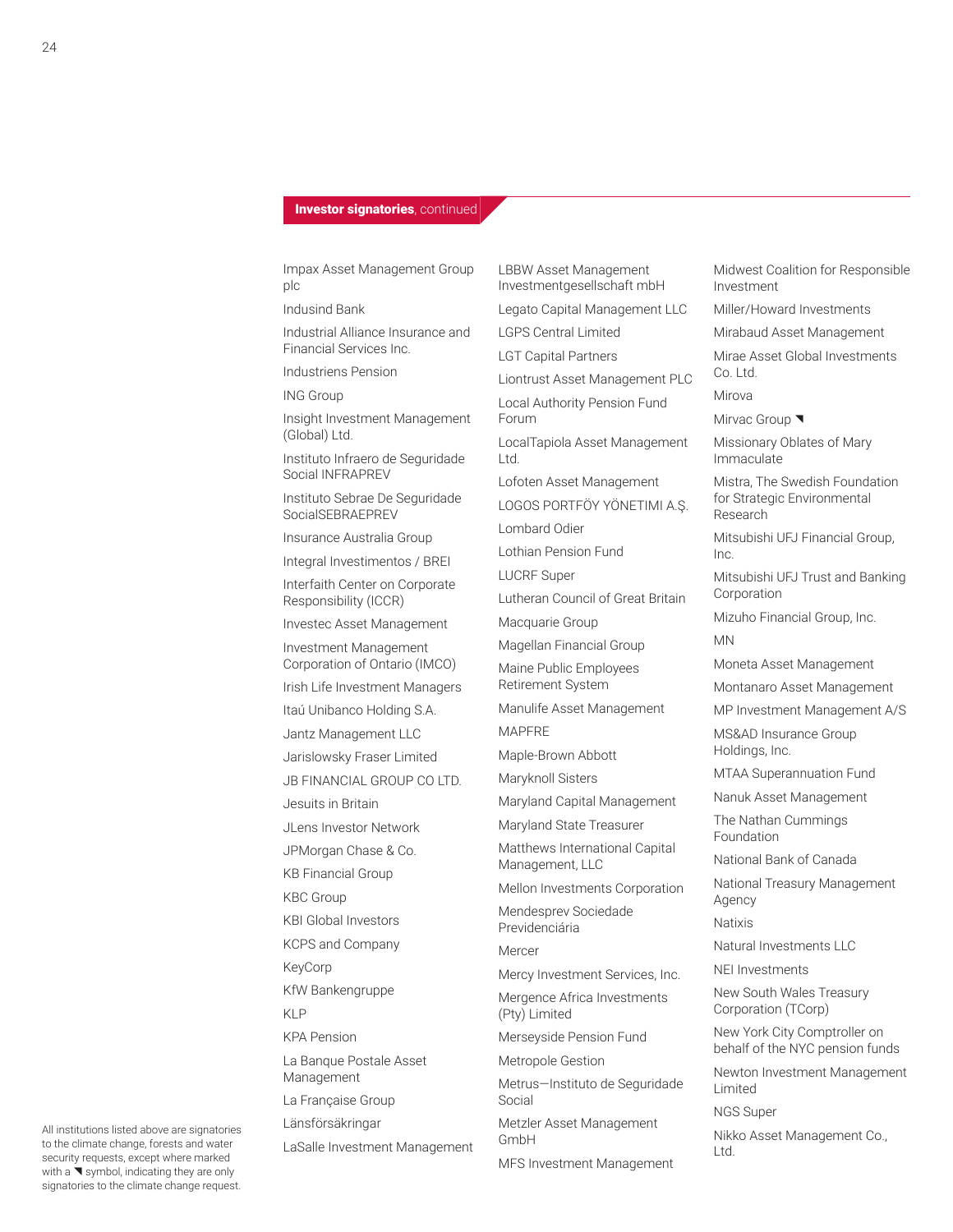**Investor signatories**, continued

Impax Asset Management Group plc

Indusind Bank

Industrial Alliance Insurance and Financial Services Inc.

Industriens Pension

ING Group

Insight Investment Management (Global) Ltd.

Instituto Infraero de Seguridade Social INFRAPREV

Instituto Sebrae De Seguridade SocialSEBRAEPREV

Insurance Australia Group

Integral Investimentos / BREI

Interfaith Center on Corporate Responsibility (ICCR)

Investec Asset Management

Investment Management Corporation of Ontario (IMCO)

Irish Life Investment Managers

Itaú Unibanco Holding S.A.

Jantz Management LLC

Jarislowsky Fraser Limited

JB FINANCIAL GROUP CO LTD.

Jesuits in Britain

JLens Investor Network

JPMorgan Chase & Co.

KB Financial Group

KBC Group

KBI Global Investors

KCPS and Company

KeyCorp

KfW Bankengruppe

KLP

KPA Pension

La Banque Postale Asset Management

La Française Group

Länsförsäkringar

LaSalle Investment Management

LBBW Asset Management Investmentgesellschaft mbH

Legato Capital Management LLC

LGPS Central Limited

LGT Capital Partners

Liontrust Asset Management PLC

Local Authority Pension Fund Forum

LocalTapiola Asset Management Ltd.

Lofoten Asset Management

LOGOS PORTFÖY YÖNETIMI A.Ş.

Lombard Odier

Lothian Pension Fund

LUCRF Super

Lutheran Council of Great Britain

Macquarie Group

Magellan Financial Group

Maine Public Employees Retirement System

Manulife Asset Management

MAPFRE

Maple-Brown Abbott

Maryknoll Sisters

Maryland Capital Management

Maryland State Treasurer

Matthews International Capital Management, LLC

Mellon Investments Corporation

Mendesprev Sociedade Previdenciária

Mercer

Mercy Investment Services, Inc.

Mergence Africa Investments (Pty) Limited

Merseyside Pension Fund

Metropole Gestion

Metrus—Instituto de Seguridade Social

Metzler Asset Management GmbH

MFS Investment Management

Midwest Coalition for Responsible Investment

Miller/Howard Investments

Mirabaud Asset Management

Mirae Asset Global Investments Co. Ltd.

Mirova

Mirvac Group ◥

Missionary Oblates of Mary Immaculate

Mistra, The Swedish Foundation for Strategic Environmental Research

Mitsubishi UFJ Financial Group, Inc.

Mitsubishi UFJ Trust and Banking Corporation

Mizuho Financial Group, Inc.

MN

Moneta Asset Management

Montanaro Asset Management

MP Investment Management A/S

MS&AD Insurance Group Holdings, Inc.

MTAA Superannuation Fund

Nanuk Asset Management

The Nathan Cummings Foundation

National Bank of Canada

National Treasury Management Agency

Natixis

Natural Investments LLC

NEI Investments

New South Wales Treasury Corporation (TCorp)

New York City Comptroller on behalf of the NYC pension funds

Newton Investment Management Limited

NGS Super

Nikko Asset Management Co., Ltd.

All institutions listed above are signatories to the climate change, forests and water security requests, except where marked with a ◥ symbol, indicating they are only signatories to the climate change request.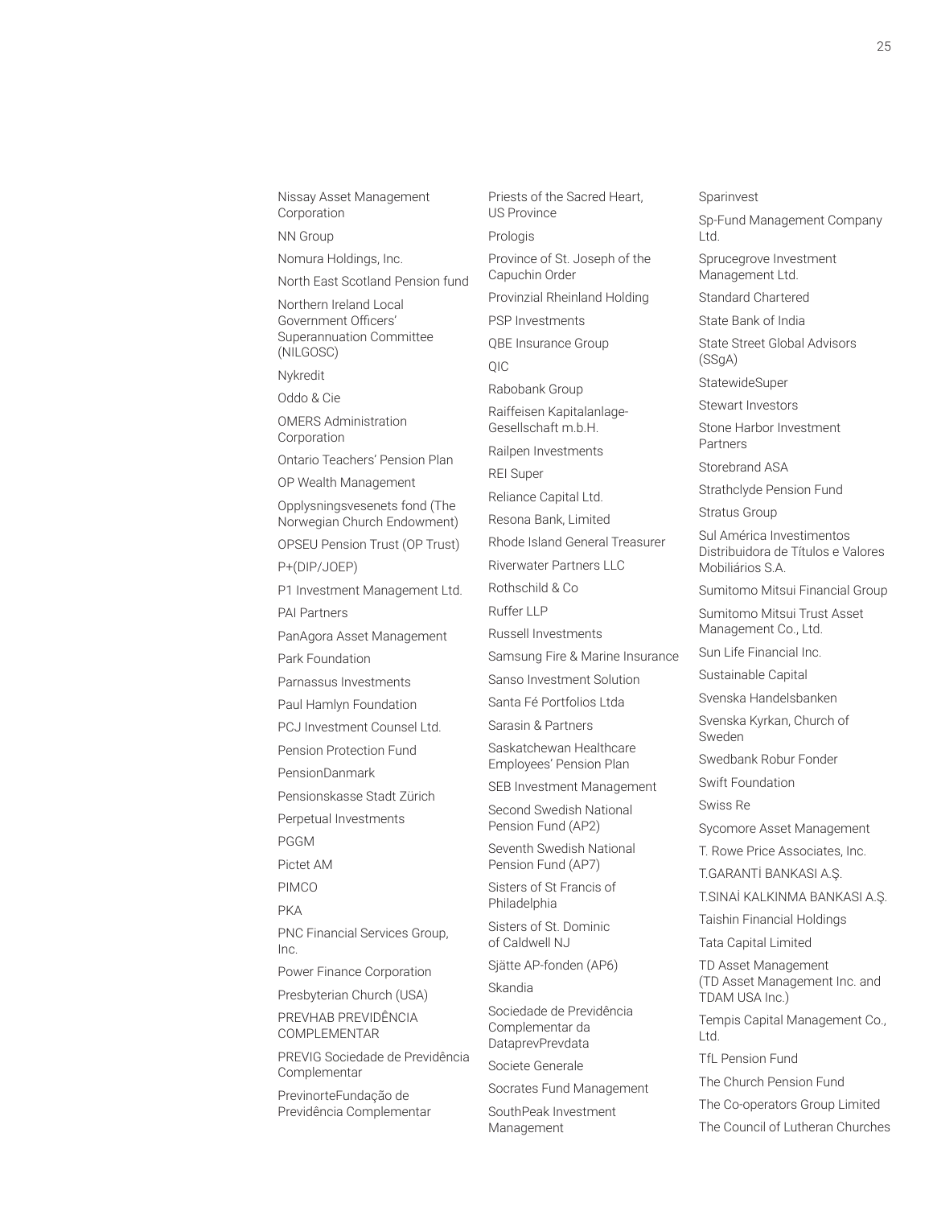Nissay Asset Management Corporation

NN Group

Nomura Holdings, Inc.

North East Scotland Pension fund

Northern Ireland Local Government Officers' Superannuation Committee (NILGOSC)

Nykredit

Oddo & Cie

OMERS Administration Corporation

Ontario Teachers' Pension Plan

OP Wealth Management

Opplysningsvesenets fond (The Norwegian Church Endowment)

OPSEU Pension Trust (OP Trust)

P+(DIP/JOEP)

P1 Investment Management Ltd.

PAI Partners

PanAgora Asset Management

Park Foundation

Parnassus Investments

Paul Hamlyn Foundation

PCJ Investment Counsel Ltd.

Pension Protection Fund

PensionDanmark

Pensionskasse Stadt Zürich

Perpetual Investments

PGGM

Pictet AM

PIMCO

PKA

PNC Financial Services Group, Inc.

Power Finance Corporation

Presbyterian Church (USA)

PREVHAB PREVIDÊNCIA COMPLEMENTAR

PREVIG Sociedade de Previdência Complementar

PrevinorteFundação de Previdência Complementar

Priests of the Sacred Heart, US Province

Prologis

Province of St. Joseph of the Capuchin Order

Provinzial Rheinland Holding

PSP Investments

QBE Insurance Group

QIC

Rabobank Group

Raiffeisen Kapitalanlage-Gesellschaft m.b.H.

Railpen Investments

REI Super

Reliance Capital Ltd.

Resona Bank, Limited

Rhode Island General Treasurer

Riverwater Partners LLC

Rothschild & Co

Ruffer LLP

Russell Investments

Samsung Fire & Marine Insurance

Sanso Investment Solution

Santa Fé Portfolios Ltda

Sarasin & Partners

Saskatchewan Healthcare Employees' Pension Plan

SEB Investment Management

Second Swedish National Pension Fund (AP2)

Seventh Swedish National Pension Fund (AP7)

Sisters of St Francis of Philadelphia

Sisters of St. Dominic of Caldwell NJ

Sjätte AP-fonden (AP6)

Skandia

Sociedade de Previdência Complementar da DataprevPrevdata

Societe Generale

Socrates Fund Management

SouthPeak Investment Management

Sparinvest

Sp-Fund Management Company Ltd.

Sprucegrove Investment Management Ltd.

Standard Chartered

State Bank of India

State Street Global Advisors (SSgA)

StatewideSuper

Stewart Investors

Stone Harbor Investment Partners

Storebrand ASA

Strathclyde Pension Fund

Stratus Group

Sul América Investimentos Distribuidora de Títulos e Valores Mobiliários S.A.

Sumitomo Mitsui Financial Group

Sumitomo Mitsui Trust Asset Management Co., Ltd.

Sun Life Financial Inc.

Sustainable Capital

Svenska Handelsbanken

Svenska Kyrkan, Church of Sweden

Swedbank Robur Fonder

Swift Foundation

Swiss Re

Sycomore Asset Management

T. Rowe Price Associates, Inc.

T.GARANTİ BANKASI A.Ş.

T.SINAİ KALKINMA BANKASI A.Ş.

Taishin Financial Holdings

Tata Capital Limited

TD Asset Management (TD Asset Management Inc. and TDAM USA Inc.)

Tempis Capital Management Co., Ltd.

TfL Pension Fund

The Church Pension Fund

The Co-operators Group Limited

The Council of Lutheran Churches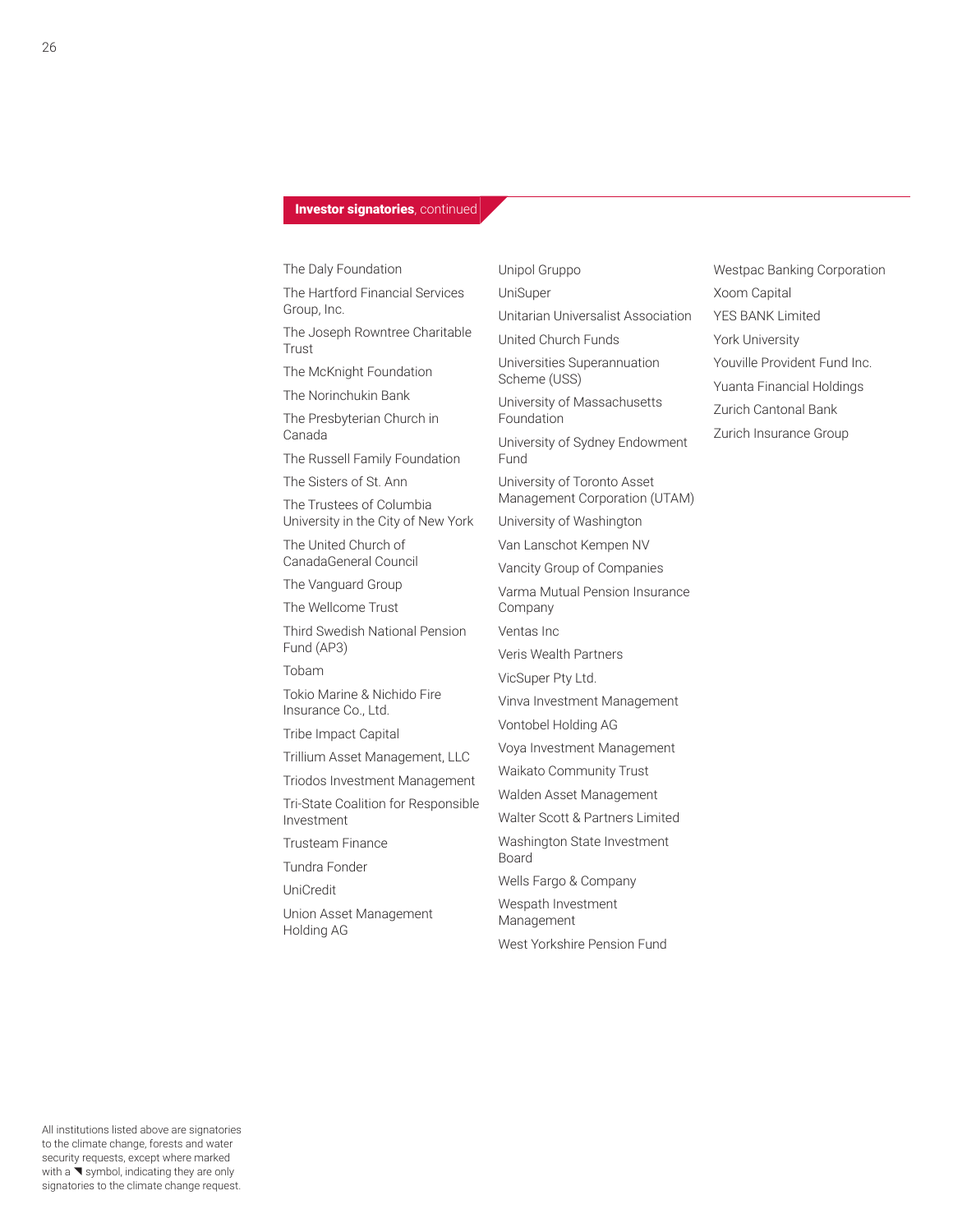## **Investor signatories**, continued

- The Daly Foundation
- The Hartford Financial Services Group, Inc.
- The Joseph Rowntree Charitable Trust
- The McKnight Foundation
- The Norinchukin Bank
- The Presbyterian Church in Canada
- The Russell Family Foundation
- The Sisters of St. Ann
- The Trustees of Columbia University in the City of New York
- The United Church of CanadaGeneral Council
- The Vanguard Group
- The Wellcome Trust
- Third Swedish National Pension Fund (AP3)
- Tobam
- Tokio Marine & Nichido Fire Insurance Co., Ltd.
- Tribe Impact Capital
- Trillium Asset Management, LLC
- Triodos Investment Management
- Tri-State Coalition for Responsible Investment
- Trusteam Finance
- Tundra Fonder
- UniCredit
- Union Asset Management Holding AG
- Unipol Gruppo
- UniSuper
- Unitarian Universalist Association
- United Church Funds
- Universities Superannuation Scheme (USS)
- University of Massachusetts Foundation
- University of Sydney Endowment Fund
- University of Toronto Asset Management Corporation (UTAM)
- University of Washington
- Van Lanschot Kempen NV
- Vancity Group of Companies
- Varma Mutual Pension Insurance Company
- Ventas Inc
- Veris Wealth Partners
- VicSuper Pty Ltd.
- Vinva Investment Management
- Vontobel Holding AG
- Voya Investment Management
- Waikato Community Trust
- Walden Asset Management
- Walter Scott & Partners Limited
- Washington State Investment Board
- Wells Fargo & Company
- Wespath Investment Management
- West Yorkshire Pension Fund
- Westpac Banking Corporation
- Xoom Capital
- YES BANK Limited
- York University
- Youville Provident Fund Inc.
- Yuanta Financial Holdings
- Zurich Cantonal Bank
- Zurich Insurance Group

All institutions listed above are signatories to the climate change, forests and water security requests, except where marked with a ◥ symbol, indicating they are only signatories to the climate change request.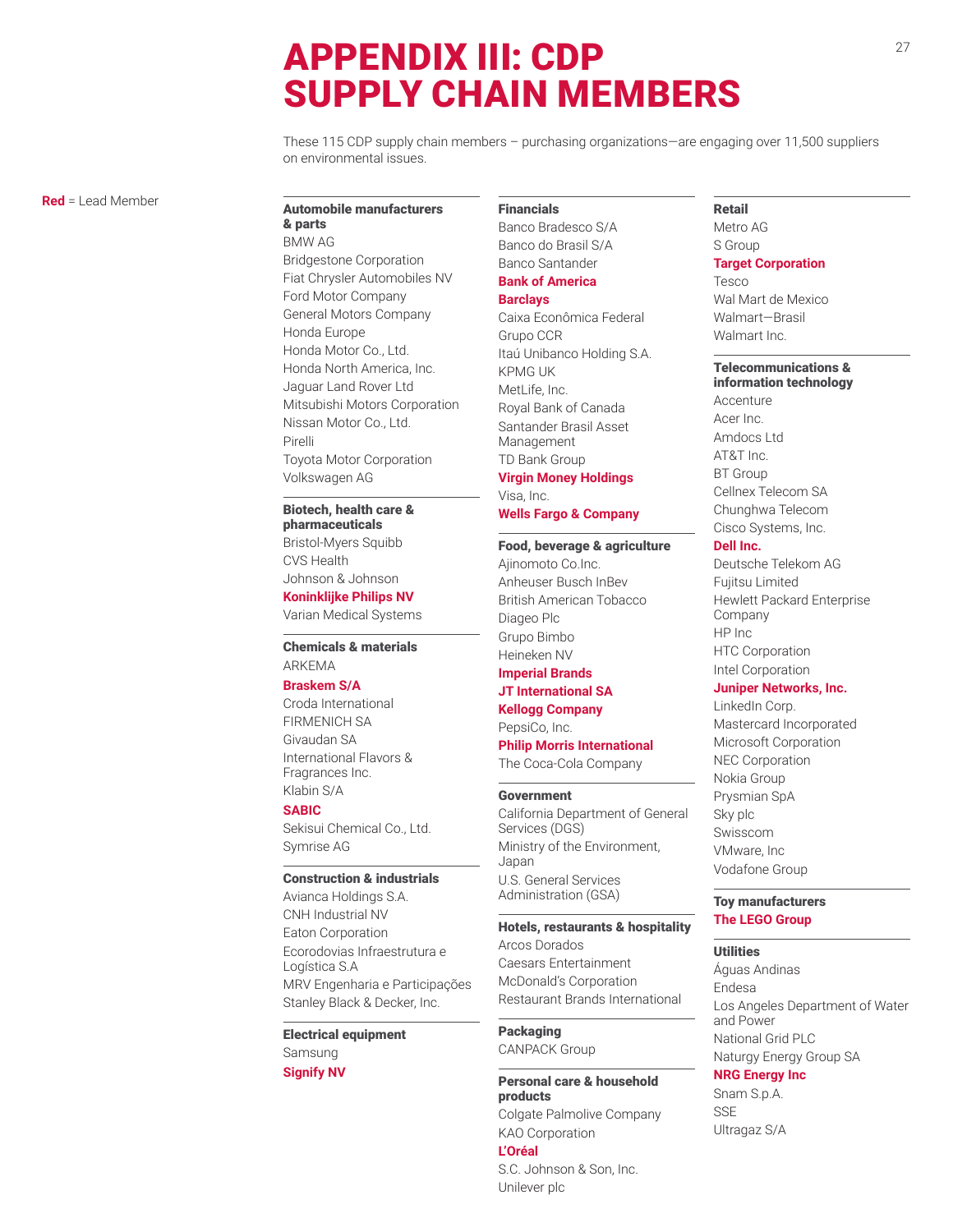# APPENDIX III: CDP SUPPLY CHAIN MEMBERS

These 115 CDP supply chain members – purchasing organizations—are engaging over 11,500 suppliers on environmental issues.

**Red** = Lead Member

### Automobile manufacturers & parts

- BMW AG
- Bridgestone Corporation
- Fiat Chrysler Automobiles NV
- Ford Motor Company
- General Motors Company
- Honda Europe
- Honda Motor Co., Ltd.
- Honda North America, Inc.
- Jaguar Land Rover Ltd
- Mitsubishi Motors Corporation
- Nissan Motor Co., Ltd.
- Pirelli
- Toyota Motor Corporation
- Volkswagen AG

### Biotech, health care & pharmaceuticals

- Bristol-Myers Squibb
- CVS Health
- Johnson & Johnson
- **Koninklijke Philips NV**
- Varian Medical Systems

### Chemicals & materials

- ARKEMA
- **Braskem S/A**
- Croda International
- FIRMENICH SA
- Givaudan SA
- International Flavors & Fragrances Inc.
- Klabin S/A
- **SABIC**
- Sekisui Chemical Co., Ltd.
- Symrise AG

### Construction & industrials

- Avianca Holdings S.A.
- CNH Industrial NV
- Eaton Corporation
- Ecorodovias Infraestrutura e Logística S.A
- MRV Engenharia e Participações
- Stanley Black & Decker, Inc.

### Electrical equipment

- Samsung
- **Signify NV**

### Financials

- Banco Bradesco S/A
- Banco do Brasil S/A
- Banco Santander
- **Bank of America**
- **Barclays**
- Caixa Econômica Federal
- Grupo CCR
- Itaú Unibanco Holding S.A.
- KPMG UK
- MetLife, Inc.
- Royal Bank of Canada
- Santander Brasil Asset Management
- TD Bank Group
- **Virgin Money Holdings**
- Visa, Inc.
- **Wells Fargo & Company**

### Food, beverage & agriculture

- Ajinomoto Co.Inc.
- Anheuser Busch InBev
- British American Tobacco
- Diageo Plc
- Grupo Bimbo
- Heineken NV
- **Imperial Brands**
- **JT International SA**
- **Kellogg Company**
- PepsiCo, Inc.
- **Philip Morris International**
- The Coca-Cola Company

### Government

- California Department of General Services (DGS)
- Ministry of the Environment, Japan
- U.S. General Services Administration (GSA)

### Hotels, restaurants & hospitality

- Arcos Dorados
- Caesars Entertainment
- McDonald's Corporation
- Restaurant Brands International

### Packaging

- CANPACK Group

### Personal care & household products

- Colgate Palmolive Company
- KAO Corporation
- **L'Oréal**
- S.C. Johnson & Son, Inc.
- Unilever plc

### Retail

- Metro AG
- S Group
- **Target Corporation**
- Tesco
- Wal Mart de Mexico
- Walmart—Brasil
- Walmart Inc.

### Telecommunications & information technology

- Accenture
- Acer Inc.
- Amdocs Ltd
- AT&T Inc.
- BT Group
- Cellnex Telecom SA
- Chunghwa Telecom
- Cisco Systems, Inc.
- **Dell Inc.**
- Deutsche Telekom AG
- Fujitsu Limited
- Hewlett Packard Enterprise Company
- HP Inc
- HTC Corporation
- Intel Corporation
- **Juniper Networks, Inc.**
- LinkedIn Corp.
- Mastercard Incorporated
- Microsoft Corporation
- NEC Corporation
- Nokia Group
- Prysmian SpA
- Sky plc
- Swisscom
- VMware, Inc
- Vodafone Group

### Toy manufacturers

- **The LEGO Group**

### Utilities

- Águas Andinas
- Endesa
- Los Angeles Department of Water and Power
- National Grid PLC
- Naturgy Energy Group SA
- **NRG Energy Inc**
- Snam S.p.A.
- SSE
- Ultragaz S/A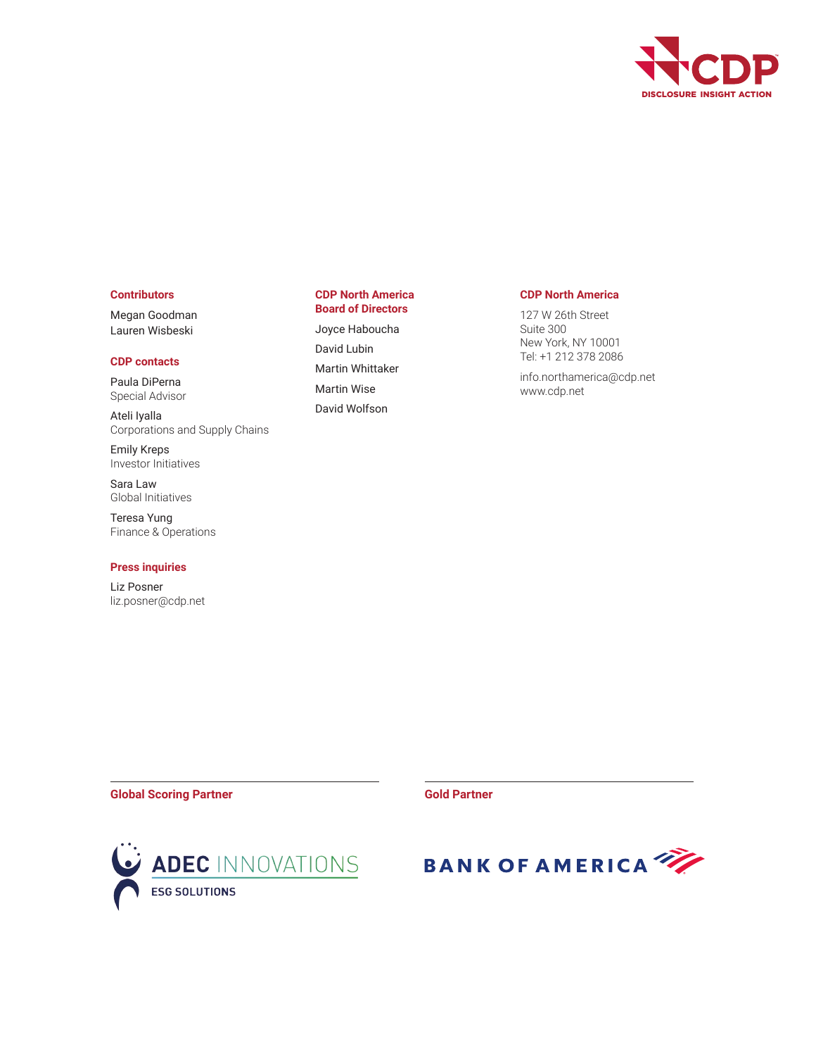CDP
DISCLOSURE INSIGHT ACTION

### Contributors

Megan Goodman
Lauren Wisbeski

### CDP contacts

Paula DiPerna
Special Advisor

Ateli Iyalla
Corporations and Supply Chains

Emily Kreps
Investor Initiatives

Sara Law
Global Initiatives

Teresa Yung
Finance & Operations

### Press inquiries

Liz Posner
liz.posner@cdp.net

### CDP North America Board of Directors

Joyce Haboucha

David Lubin

Martin Whittaker

Martin Wise

David Wolfson

### CDP North America

127 W 26th Street
Suite 300
New York, NY 10001
Tel: +1 212 378 2086

info.northamerica@cdp.net
www.cdp.net

### Global Scoring Partner

ADEC INNOVATIONS
ESG SOLUTIONS

### Gold Partner

BANK OF AMERICA